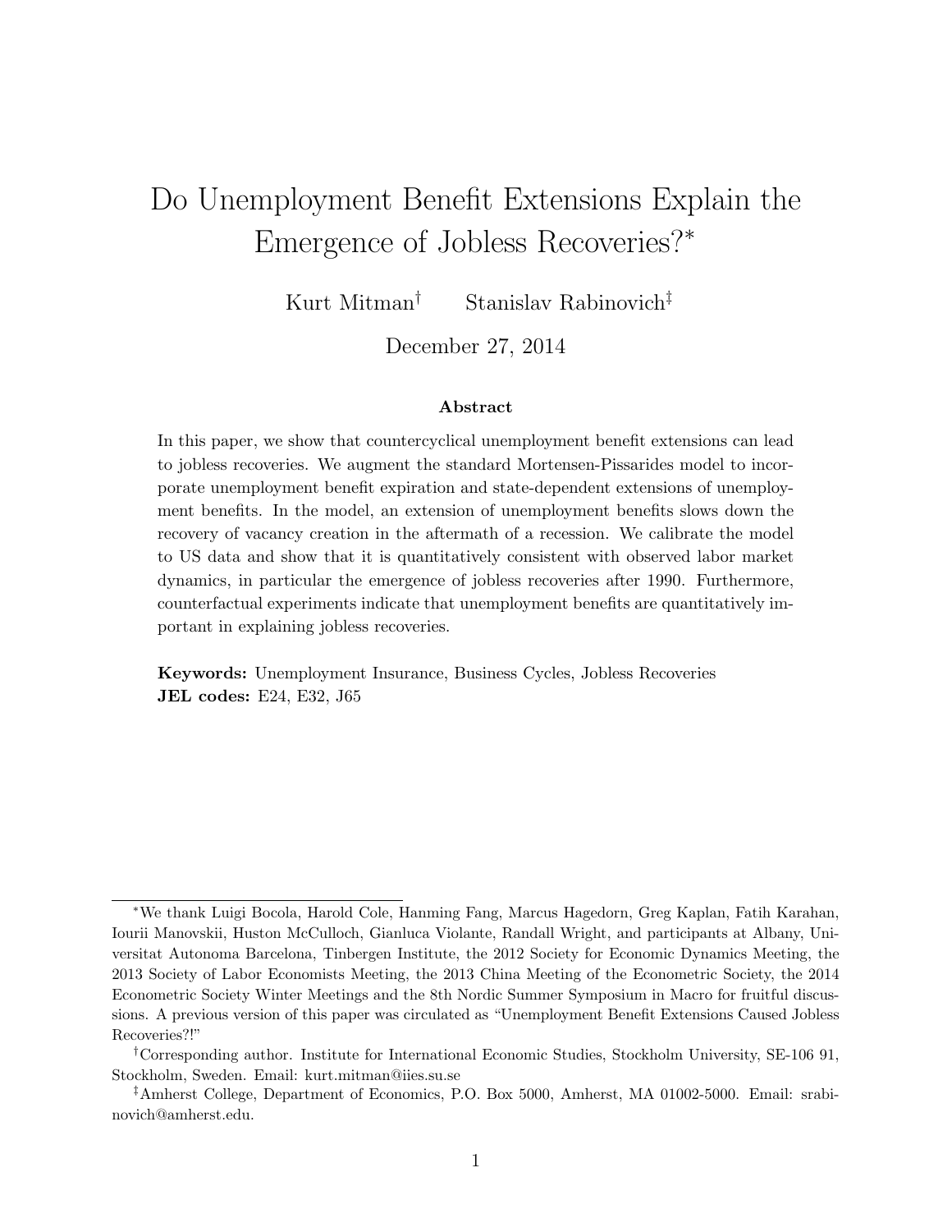# Do Unemployment Benefit Extensions Explain the Emergence of Jobless Recoveries?*

Kurt Mitman† Stanislav Rabinovich‡

December 27, 2014

### Abstract

In this paper, we show that countercyclical unemployment benefit extensions can lead to jobless recoveries. We augment the standard Mortensen-Pissarides model to incorporate unemployment benefit expiration and state-dependent extensions of unemployment benefits. In the model, an extension of unemployment benefits slows down the recovery of vacancy creation in the aftermath of a recession. We calibrate the model to US data and show that it is quantitatively consistent with observed labor market dynamics, in particular the emergence of jobless recoveries after 1990. Furthermore, counterfactual experiments indicate that unemployment benefits are quantitatively important in explaining jobless recoveries.

**Keywords:** Unemployment Insurance, Business Cycles, Jobless Recoveries
**JEL codes:** E24, E32, J65

---

*We thank Luigi Bocola, Harold Cole, Hanming Fang, Marcus Hagedorn, Greg Kaplan, Fatih Karahan, Iourii Manovskii, Huston McCulloch, Gianluca Violante, Randall Wright, and participants at Albany, Universitat Autonoma Barcelona, Tinbergen Institute, the 2012 Society for Economic Dynamics Meeting, the 2013 Society of Labor Economists Meeting, the 2013 China Meeting of the Econometric Society, the 2014 Econometric Society Winter Meetings and the 8th Nordic Summer Symposium in Macro for fruitful discussions. A previous version of this paper was circulated as "Unemployment Benefit Extensions Caused Jobless Recoveries?!"

†Corresponding author. Institute for International Economic Studies, Stockholm University, SE-106 91, Stockholm, Sweden. Email: kurt.mitman@iies.su.se

‡Amherst College, Department of Economics, P.O. Box 5000, Amherst, MA 01002-5000. Email: srabinovich@amherst.edu.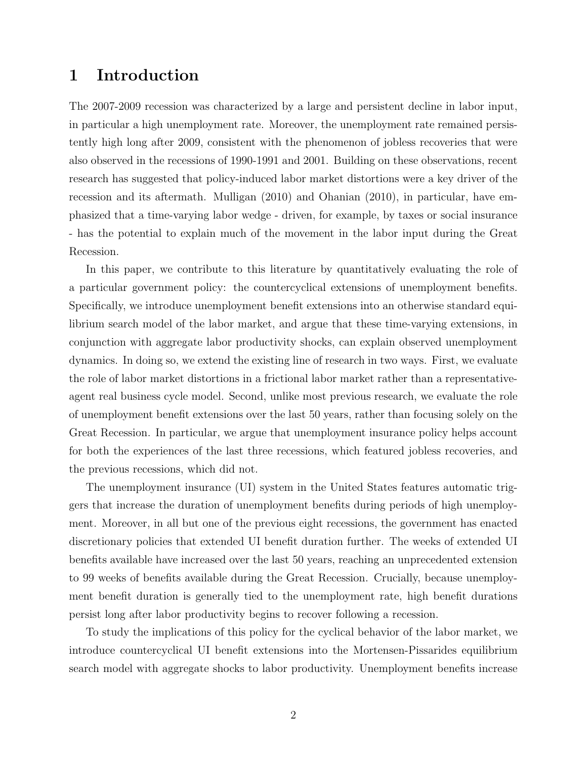# 1 Introduction

The 2007-2009 recession was characterized by a large and persistent decline in labor input, in particular a high unemployment rate. Moreover, the unemployment rate remained persistently high long after 2009, consistent with the phenomenon of jobless recoveries that were also observed in the recessions of 1990-1991 and 2001. Building on these observations, recent research has suggested that policy-induced labor market distortions were a key driver of the recession and its aftermath. Mulligan (2010) and Ohanian (2010), in particular, have emphasized that a time-varying labor wedge - driven, for example, by taxes or social insurance - has the potential to explain much of the movement in the labor input during the Great Recession.

In this paper, we contribute to this literature by quantitatively evaluating the role of a particular government policy: the countercyclical extensions of unemployment benefits. Specifically, we introduce unemployment benefit extensions into an otherwise standard equilibrium search model of the labor market, and argue that these time-varying extensions, in conjunction with aggregate labor productivity shocks, can explain observed unemployment dynamics. In doing so, we extend the existing line of research in two ways. First, we evaluate the role of labor market distortions in a frictional labor market rather than a representative-agent real business cycle model. Second, unlike most previous research, we evaluate the role of unemployment benefit extensions over the last 50 years, rather than focusing solely on the Great Recession. In particular, we argue that unemployment insurance policy helps account for both the experiences of the last three recessions, which featured jobless recoveries, and the previous recessions, which did not.

The unemployment insurance (UI) system in the United States features automatic triggers that increase the duration of unemployment benefits during periods of high unemployment. Moreover, in all but one of the previous eight recessions, the government has enacted discretionary policies that extended UI benefit duration further. The weeks of extended UI benefits available have increased over the last 50 years, reaching an unprecedented extension to 99 weeks of benefits available during the Great Recession. Crucially, because unemployment benefit duration is generally tied to the unemployment rate, high benefit durations persist long after labor productivity begins to recover following a recession.

To study the implications of this policy for the cyclical behavior of the labor market, we introduce countercyclical UI benefit extensions into the Mortensen-Pissarides equilibrium search model with aggregate shocks to labor productivity. Unemployment benefits increase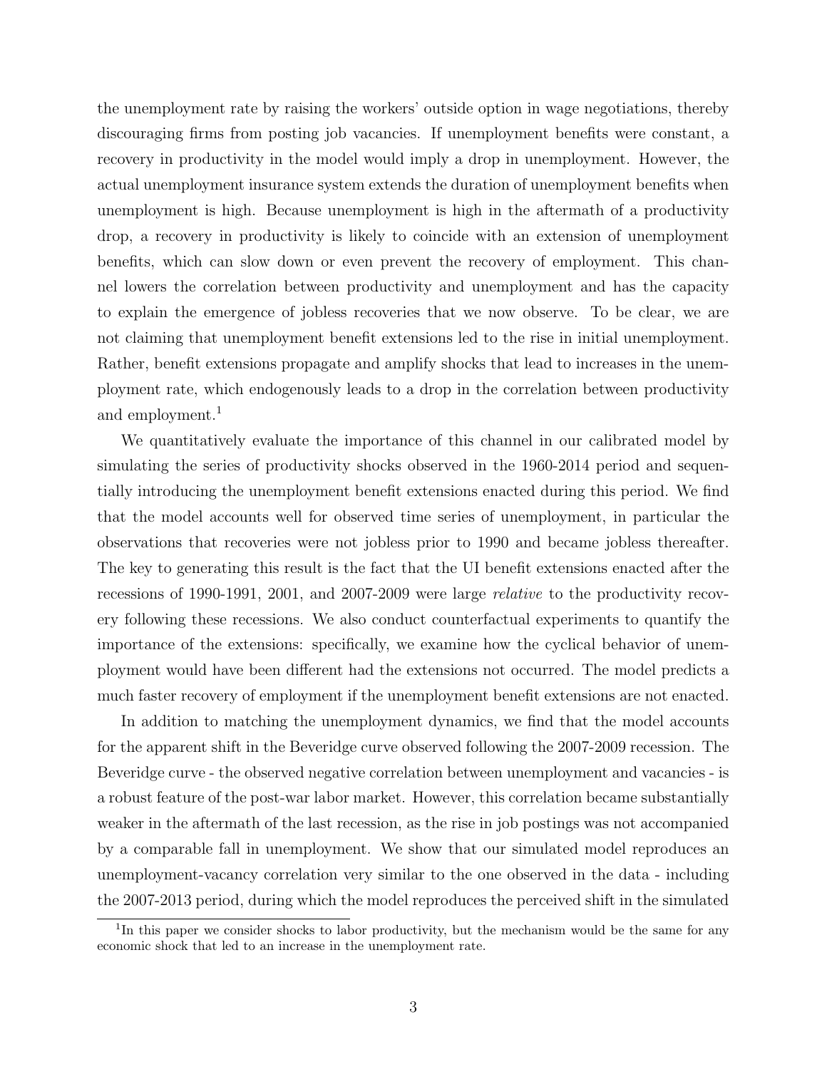the unemployment rate by raising the workers' outside option in wage negotiations, thereby discouraging firms from posting job vacancies. If unemployment benefits were constant, a recovery in productivity in the model would imply a drop in unemployment. However, the actual unemployment insurance system extends the duration of unemployment benefits when unemployment is high. Because unemployment is high in the aftermath of a productivity drop, a recovery in productivity is likely to coincide with an extension of unemployment benefits, which can slow down or even prevent the recovery of employment. This channel lowers the correlation between productivity and unemployment and has the capacity to explain the emergence of jobless recoveries that we now observe. To be clear, we are not claiming that unemployment benefit extensions led to the rise in initial unemployment. Rather, benefit extensions propagate and amplify shocks that lead to increases in the unemployment rate, which endogenously leads to a drop in the correlation between productivity and employment.[1]

We quantitatively evaluate the importance of this channel in our calibrated model by simulating the series of productivity shocks observed in the 1960-2014 period and sequentially introducing the unemployment benefit extensions enacted during this period. We find that the model accounts well for observed time series of unemployment, in particular the observations that recoveries were not jobless prior to 1990 and became jobless thereafter. The key to generating this result is the fact that the UI benefit extensions enacted after the recessions of 1990-1991, 2001, and 2007-2009 were large *relative* to the productivity recovery following these recessions. We also conduct counterfactual experiments to quantify the importance of the extensions: specifically, we examine how the cyclical behavior of unemployment would have been different had the extensions not occurred. The model predicts a much faster recovery of employment if the unemployment benefit extensions are not enacted.

In addition to matching the unemployment dynamics, we find that the model accounts for the apparent shift in the Beveridge curve observed following the 2007-2009 recession. The Beveridge curve - the observed negative correlation between unemployment and vacancies - is a robust feature of the post-war labor market. However, this correlation became substantially weaker in the aftermath of the last recession, as the rise in job postings was not accompanied by a comparable fall in unemployment. We show that our simulated model reproduces an unemployment-vacancy correlation very similar to the one observed in the data - including the 2007-2013 period, during which the model reproduces the perceived shift in the simulated

[1] In this paper we consider shocks to labor productivity, but the mechanism would be the same for any economic shock that led to an increase in the unemployment rate.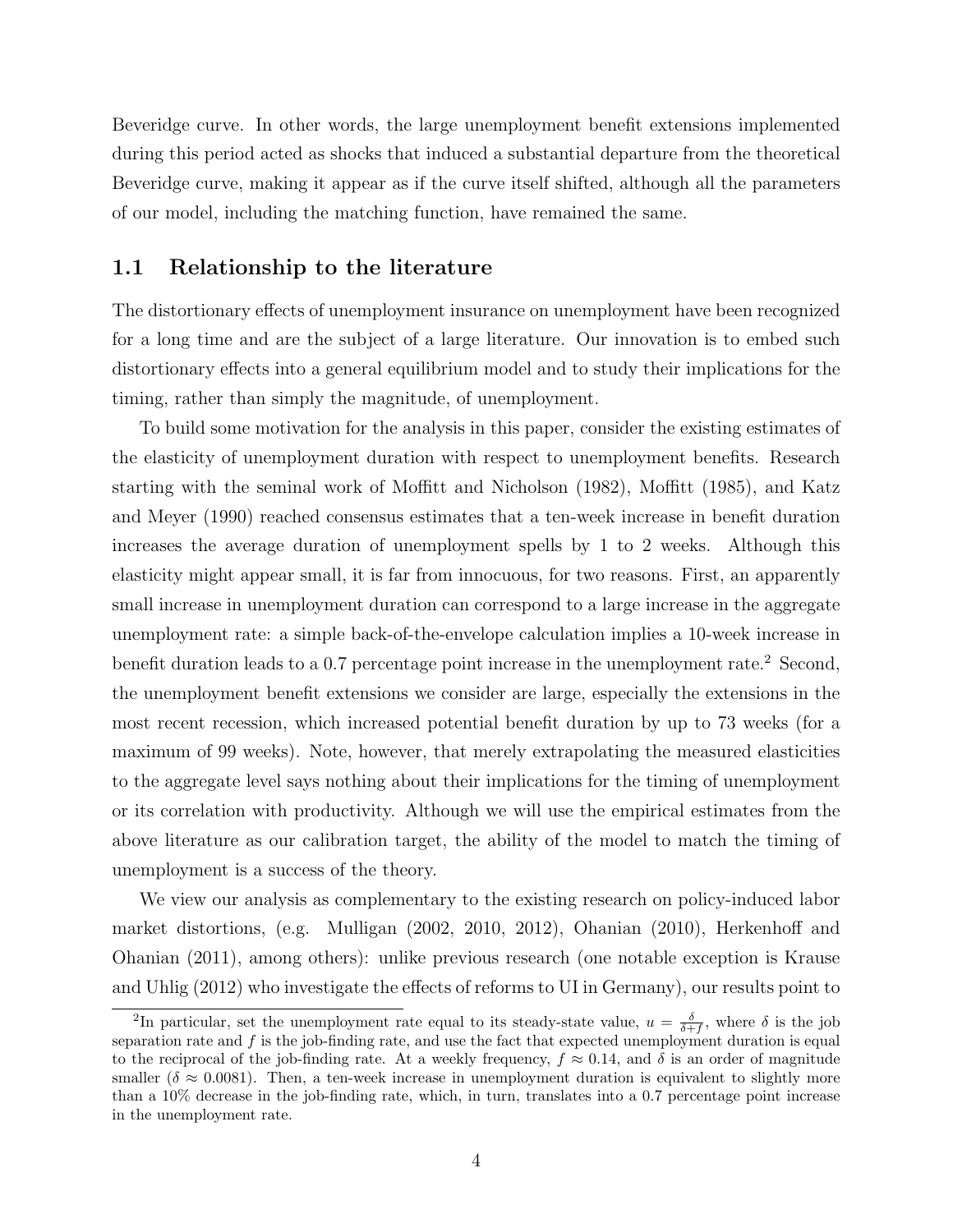Beveridge curve. In other words, the large unemployment benefit extensions implemented during this period acted as shocks that induced a substantial departure from the theoretical Beveridge curve, making it appear as if the curve itself shifted, although all the parameters of our model, including the matching function, have remained the same.

## 1.1 Relationship to the literature

The distortionary effects of unemployment insurance on unemployment have been recognized for a long time and are the subject of a large literature. Our innovation is to embed such distortionary effects into a general equilibrium model and to study their implications for the timing, rather than simply the magnitude, of unemployment.

To build some motivation for the analysis in this paper, consider the existing estimates of the elasticity of unemployment duration with respect to unemployment benefits. Research starting with the seminal work of Moffitt and Nicholson (1982), Moffitt (1985), and Katz and Meyer (1990) reached consensus estimates that a ten-week increase in benefit duration increases the average duration of unemployment spells by 1 to 2 weeks. Although this elasticity might appear small, it is far from innocuous, for two reasons. First, an apparently small increase in unemployment duration can correspond to a large increase in the aggregate unemployment rate: a simple back-of-the-envelope calculation implies a 10-week increase in benefit duration leads to a 0.7 percentage point increase in the unemployment rate.[2] Second, the unemployment benefit extensions we consider are large, especially the extensions in the most recent recession, which increased potential benefit duration by up to 73 weeks (for a maximum of 99 weeks). Note, however, that merely extrapolating the measured elasticities to the aggregate level says nothing about their implications for the timing of unemployment or its correlation with productivity. Although we will use the empirical estimates from the above literature as our calibration target, the ability of the model to match the timing of unemployment is a success of the theory.

We view our analysis as complementary to the existing research on policy-induced labor market distortions, (e.g. Mulligan (2002, 2010, 2012), Ohanian (2010), Herkenhoff and Ohanian (2011), among others): unlike previous research (one notable exception is Krause and Uhlig (2012) who investigate the effects of reforms to UI in Germany), our results point to

[2] In particular, set the unemployment rate equal to its steady-state value, $u = \frac{\delta}{\delta + f}$, where $\delta$ is the job separation rate and $f$ is the job-finding rate, and use the fact that expected unemployment duration is equal to the reciprocal of the job-finding rate. At a weekly frequency, $f \approx 0.14$, and $\delta$ is an order of magnitude smaller ($\delta \approx 0.0081$). Then, a ten-week increase in unemployment duration is equivalent to slightly more than a 10% decrease in the job-finding rate, which, in turn, translates into a 0.7 percentage point increase in the unemployment rate.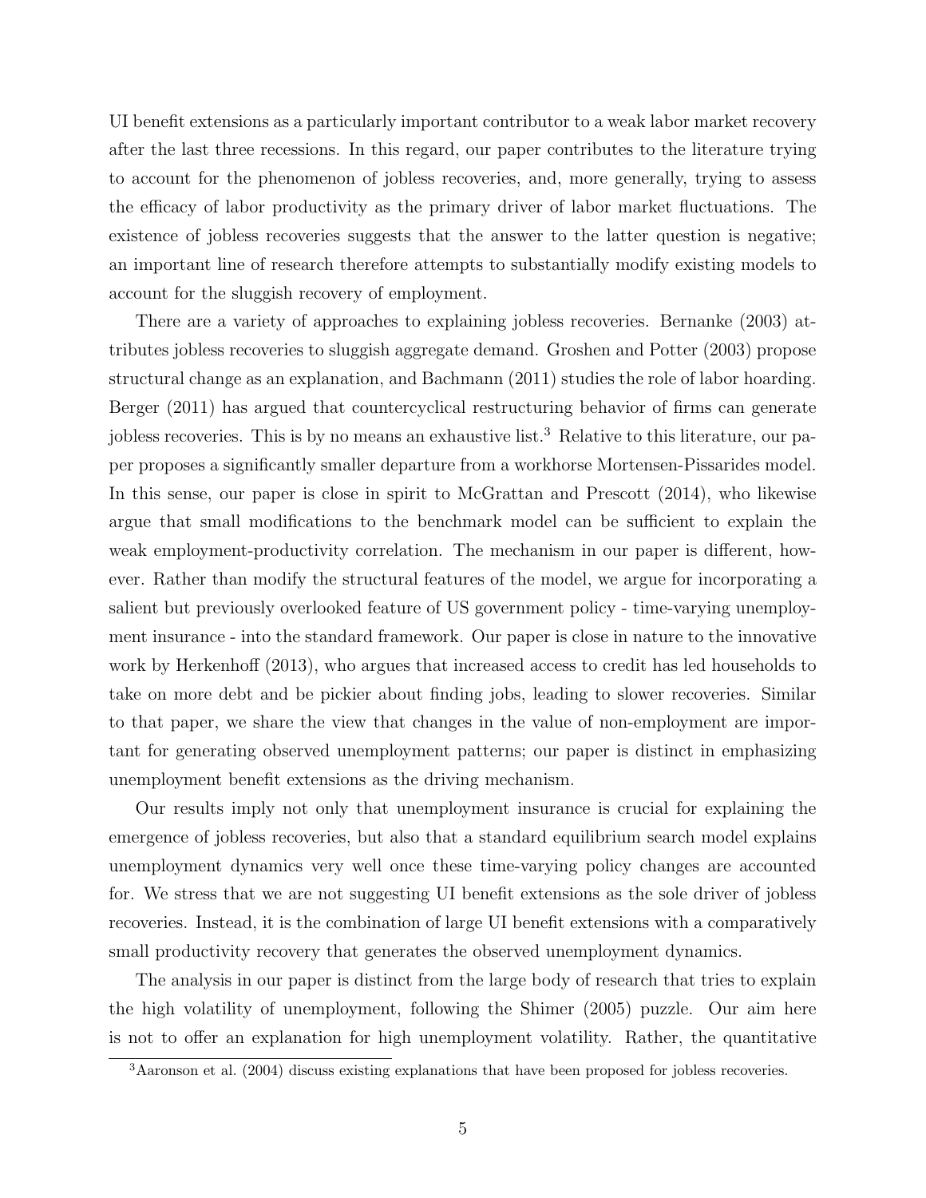UI benefit extensions as a particularly important contributor to a weak labor market recovery after the last three recessions. In this regard, our paper contributes to the literature trying to account for the phenomenon of jobless recoveries, and, more generally, trying to assess the efficacy of labor productivity as the primary driver of labor market fluctuations. The existence of jobless recoveries suggests that the answer to the latter question is negative; an important line of research therefore attempts to substantially modify existing models to account for the sluggish recovery of employment.

There are a variety of approaches to explaining jobless recoveries. Bernanke (2003) attributes jobless recoveries to sluggish aggregate demand. Groshen and Potter (2003) propose structural change as an explanation, and Bachmann (2011) studies the role of labor hoarding. Berger (2011) has argued that countercyclical restructuring behavior of firms can generate jobless recoveries. This is by no means an exhaustive list.[3] Relative to this literature, our paper proposes a significantly smaller departure from a workhorse Mortensen-Pissarides model. In this sense, our paper is close in spirit to McGrattan and Prescott (2014), who likewise argue that small modifications to the benchmark model can be sufficient to explain the weak employment-productivity correlation. The mechanism in our paper is different, however. Rather than modify the structural features of the model, we argue for incorporating a salient but previously overlooked feature of US government policy - time-varying unemployment insurance - into the standard framework. Our paper is close in nature to the innovative work by Herkenhoff (2013), who argues that increased access to credit has led households to take on more debt and be pickier about finding jobs, leading to slower recoveries. Similar to that paper, we share the view that changes in the value of non-employment are important for generating observed unemployment patterns; our paper is distinct in emphasizing unemployment benefit extensions as the driving mechanism.

Our results imply not only that unemployment insurance is crucial for explaining the emergence of jobless recoveries, but also that a standard equilibrium search model explains unemployment dynamics very well once these time-varying policy changes are accounted for. We stress that we are not suggesting UI benefit extensions as the sole driver of jobless recoveries. Instead, it is the combination of large UI benefit extensions with a comparatively small productivity recovery that generates the observed unemployment dynamics.

The analysis in our paper is distinct from the large body of research that tries to explain the high volatility of unemployment, following the Shimer (2005) puzzle. Our aim here is not to offer an explanation for high unemployment volatility. Rather, the quantitative

[3] Aaronson et al. (2004) discuss existing explanations that have been proposed for jobless recoveries.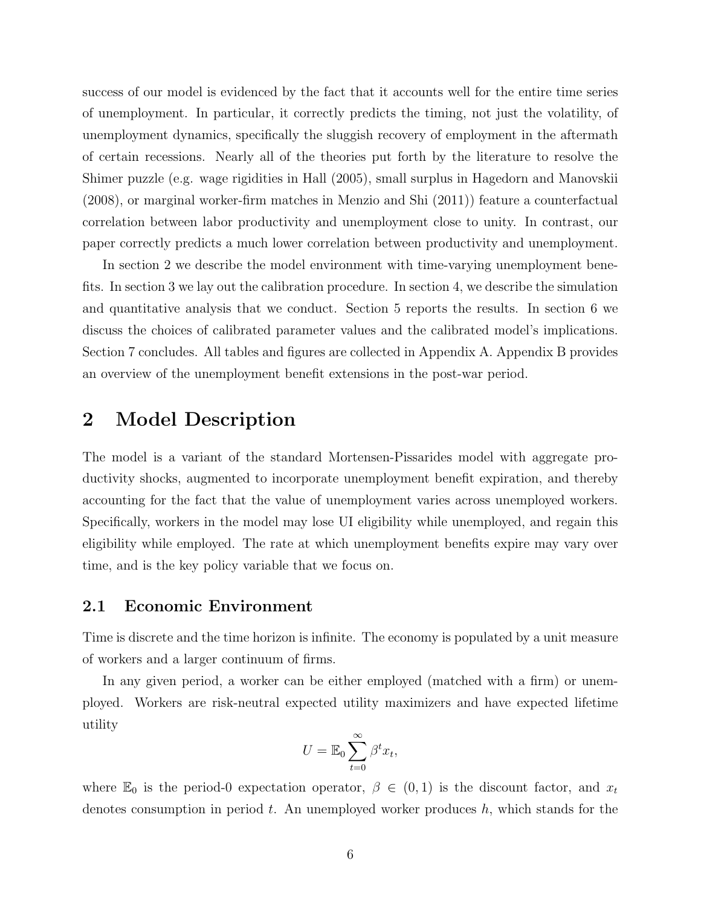success of our model is evidenced by the fact that it accounts well for the entire time series of unemployment. In particular, it correctly predicts the timing, not just the volatility, of unemployment dynamics, specifically the sluggish recovery of employment in the aftermath of certain recessions. Nearly all of the theories put forth by the literature to resolve the Shimer puzzle (e.g. wage rigidities in Hall (2005), small surplus in Hagedorn and Manovskii (2008), or marginal worker-firm matches in Menzio and Shi (2011)) feature a counterfactual correlation between labor productivity and unemployment close to unity. In contrast, our paper correctly predicts a much lower correlation between productivity and unemployment.

In section 2 we describe the model environment with time-varying unemployment benefits. In section 3 we lay out the calibration procedure. In section 4, we describe the simulation and quantitative analysis that we conduct. Section 5 reports the results. In section 6 we discuss the choices of calibrated parameter values and the calibrated model's implications. Section 7 concludes. All tables and figures are collected in Appendix A. Appendix B provides an overview of the unemployment benefit extensions in the post-war period.

# 2 Model Description

The model is a variant of the standard Mortensen-Pissarides model with aggregate productivity shocks, augmented to incorporate unemployment benefit expiration, and thereby accounting for the fact that the value of unemployment varies across unemployed workers. Specifically, workers in the model may lose UI eligibility while unemployed, and regain this eligibility while employed. The rate at which unemployment benefits expire may vary over time, and is the key policy variable that we focus on.

## 2.1 Economic Environment

Time is discrete and the time horizon is infinite. The economy is populated by a unit measure of workers and a larger continuum of firms.

In any given period, a worker can be either employed (matched with a firm) or unemployed. Workers are risk-neutral expected utility maximizers and have expected lifetime utility

$$U = \mathbb{E}_0 \sum_{t=0}^{\infty} \beta^t x_t,$$

where $\mathbb{E}_0$ is the period-0 expectation operator, $\beta \in (0, 1)$ is the discount factor, and $x_t$ denotes consumption in period $t$. An unemployed worker produces $h$, which stands for the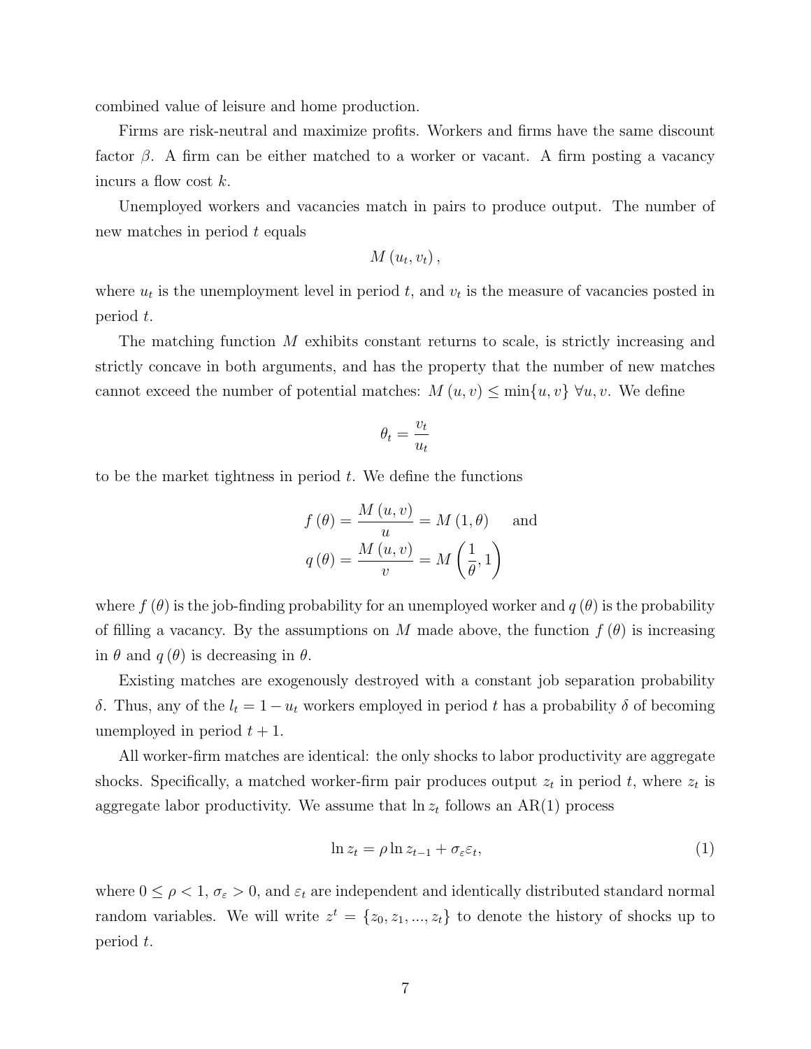combined value of leisure and home production.

Firms are risk-neutral and maximize profits. Workers and firms have the same discount factor $\beta$. A firm can be either matched to a worker or vacant. A firm posting a vacancy incurs a flow cost $k$.

Unemployed workers and vacancies match in pairs to produce output. The number of new matches in period $t$ equals

$$M\left(u_t, v_t\right),$$

where $u_t$ is the unemployment level in period $t$, and $v_t$ is the measure of vacancies posted in period $t$.

The matching function $M$ exhibits constant returns to scale, is strictly increasing and strictly concave in both arguments, and has the property that the number of new matches cannot exceed the number of potential matches: $M\left(u, v\right) \leq \min\{u, v\}\ \forall u, v$. We define

$$\theta_t = \frac{v_t}{u_t}$$

to be the market tightness in period $t$. We define the functions

$$f\left(\theta\right) = \frac{M\left(u, v\right)}{u} = M\left(1, \theta\right) \qquad \text{and}$$
$$q\left(\theta\right) = \frac{M\left(u, v\right)}{v} = M\left(\frac{1}{\theta}, 1\right)$$

where $f\left(\theta\right)$ is the job-finding probability for an unemployed worker and $q\left(\theta\right)$ is the probability of filling a vacancy. By the assumptions on $M$ made above, the function $f\left(\theta\right)$ is increasing in $\theta$ and $q\left(\theta\right)$ is decreasing in $\theta$.

Existing matches are exogenously destroyed with a constant job separation probability $\delta$. Thus, any of the $l_t = 1 - u_t$ workers employed in period $t$ has a probability $\delta$ of becoming unemployed in period $t+1$.

All worker-firm matches are identical: the only shocks to labor productivity are aggregate shocks. Specifically, a matched worker-firm pair produces output $z_t$ in period $t$, where $z_t$ is aggregate labor productivity. We assume that $\ln z_t$ follows an AR(1) process

$$\ln z_t = \rho \ln z_{t-1} + \sigma_\varepsilon \varepsilon_t, \tag{1}$$

where $0 \leq \rho < 1$, $\sigma_\varepsilon > 0$, and $\varepsilon_t$ are independent and identically distributed standard normal random variables. We will write $z^t = \{z_0, z_1, ..., z_t\}$ to denote the history of shocks up to period $t$.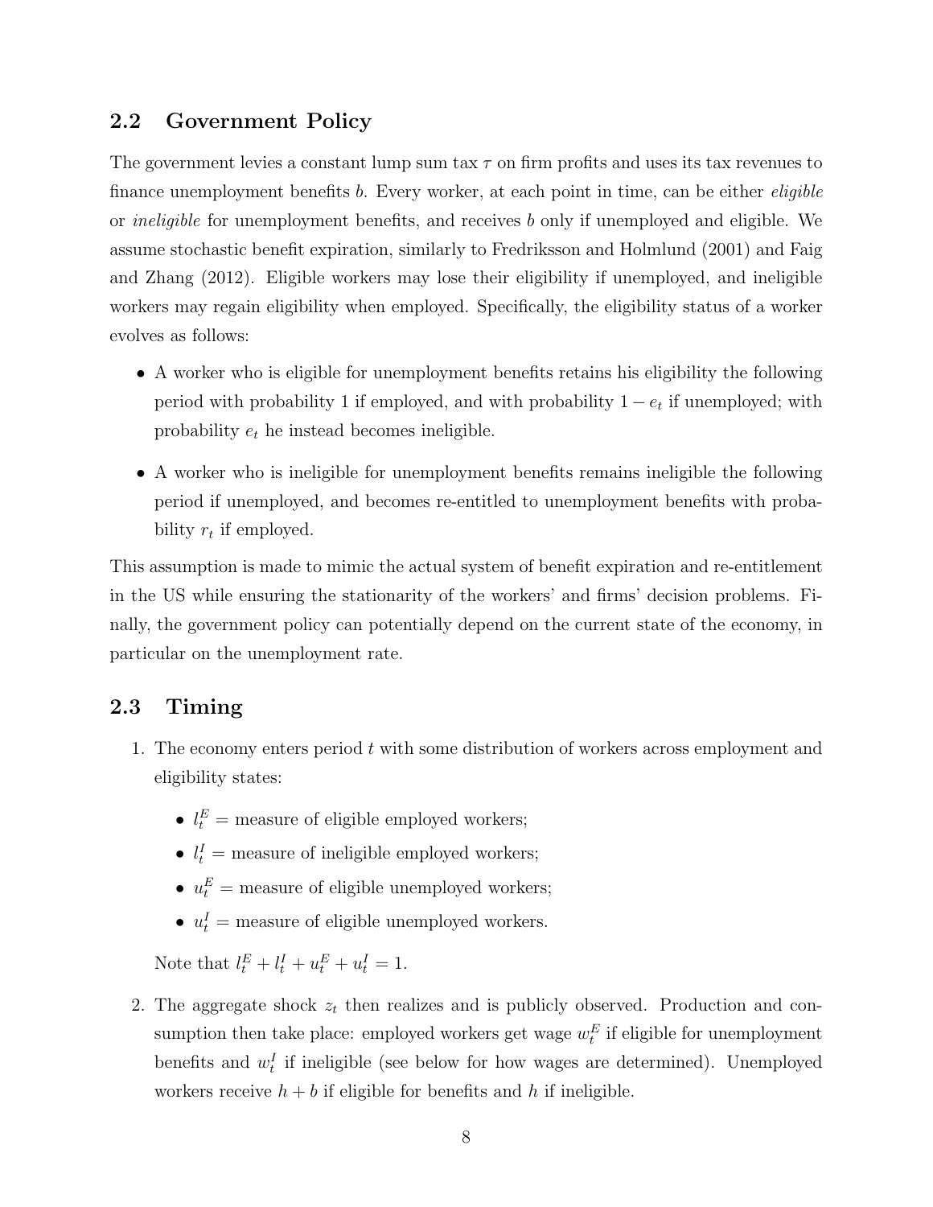## 2.2 Government Policy

The government levies a constant lump sum tax $\tau$ on firm profits and uses its tax revenues to finance unemployment benefits $b$. Every worker, at each point in time, can be either *eligible* or *ineligible* for unemployment benefits, and receives $b$ only if unemployed and eligible. We assume stochastic benefit expiration, similarly to Fredriksson and Holmlund (2001) and Faig and Zhang (2012). Eligible workers may lose their eligibility if unemployed, and ineligible workers may regain eligibility when employed. Specifically, the eligibility status of a worker evolves as follows:

- A worker who is eligible for unemployment benefits retains his eligibility the following period with probability 1 if employed, and with probability $1 - e_t$ if unemployed; with probability $e_t$ he instead becomes ineligible.
- A worker who is ineligible for unemployment benefits remains ineligible the following period if unemployed, and becomes re-entitled to unemployment benefits with probability $r_t$ if employed.

This assumption is made to mimic the actual system of benefit expiration and re-entitlement in the US while ensuring the stationarity of the workers' and firms' decision problems. Finally, the government policy can potentially depend on the current state of the economy, in particular on the unemployment rate.

## 2.3 Timing

1. The economy enters period $t$ with some distribution of workers across employment and eligibility states:

   - $l_t^E$ = measure of eligible employed workers;
   - $l_t^I$ = measure of ineligible employed workers;
   - $u_t^E$ = measure of eligible unemployed workers;
   - $u_t^I$ = measure of eligible unemployed workers.

   Note that $l_t^E + l_t^I + u_t^E + u_t^I = 1$.

2. The aggregate shock $z_t$ then realizes and is publicly observed. Production and consumption then take place: employed workers get wage $w_t^E$ if eligible for unemployment benefits and $w_t^I$ if ineligible (see below for how wages are determined). Unemployed workers receive $h + b$ if eligible for benefits and $h$ if ineligible.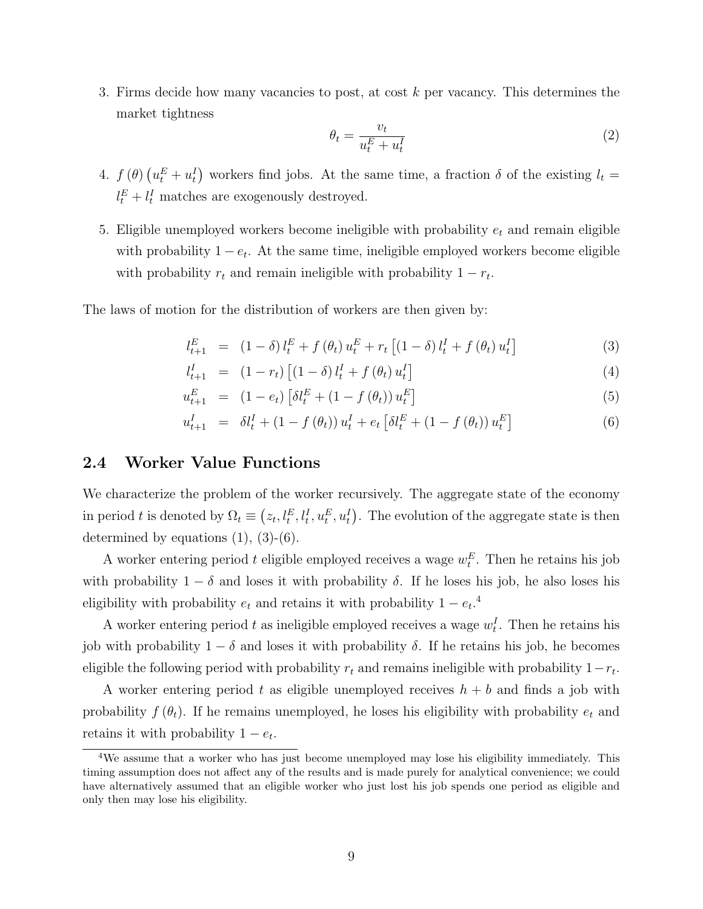3. Firms decide how many vacancies to post, at cost $k$ per vacancy. This determines the market tightness

$$\theta_t = \frac{v_t}{u_t^E + u_t^I} \tag{2}$$

4. $f(\theta)\left(u_t^E + u_t^I\right)$ workers find jobs. At the same time, a fraction $\delta$ of the existing $l_t = l_t^E + l_t^I$ matches are exogenously destroyed.

5. Eligible unemployed workers become ineligible with probability $e_t$ and remain eligible with probability $1 - e_t$. At the same time, ineligible employed workers become eligible with probability $r_t$ and remain ineligible with probability $1 - r_t$.

The laws of motion for the distribution of workers are then given by:

$$l_{t+1}^E = (1-\delta) l_t^E + f(\theta_t) u_t^E + r_t \left[(1-\delta) l_t^I + f(\theta_t) u_t^I\right] \tag{3}$$

$$l_{t+1}^I = (1-r_t) \left[(1-\delta) l_t^I + f(\theta_t) u_t^I\right] \tag{4}$$

$$u_{t+1}^E = (1-e_t) \left[\delta l_t^E + (1-f(\theta_t)) u_t^E\right] \tag{5}$$

$$u_{t+1}^I = \delta l_t^I + (1-f(\theta_t)) u_t^I + e_t \left[\delta l_t^E + (1-f(\theta_t)) u_t^E\right] \tag{6}$$

## 2.4 Worker Value Functions

We characterize the problem of the worker recursively. The aggregate state of the economy in period $t$ is denoted by $\Omega_t \equiv \left(z_t, l_t^E, l_t^I, u_t^E, u_t^I\right)$. The evolution of the aggregate state is then determined by equations (1), (3)-(6).

A worker entering period $t$ eligible employed receives a wage $w_t^E$. Then he retains his job with probability $1-\delta$ and loses it with probability $\delta$. If he loses his job, he also loses his eligibility with probability $e_t$ and retains it with probability $1-e_t$.[4]

A worker entering period $t$ as ineligible employed receives a wage $w_t^I$. Then he retains his job with probability $1-\delta$ and loses it with probability $\delta$. If he retains his job, he becomes eligible the following period with probability $r_t$ and remains ineligible with probability $1-r_t$.

A worker entering period $t$ as eligible unemployed receives $h+b$ and finds a job with probability $f(\theta_t)$. If he remains unemployed, he loses his eligibility with probability $e_t$ and retains it with probability $1-e_t$.

[4] We assume that a worker who has just become unemployed may lose his eligibility immediately. This timing assumption does not affect any of the results and is made purely for analytical convenience; we could have alternatively assumed that an eligible worker who just lost his job spends one period as eligible and only then may lose his eligibility.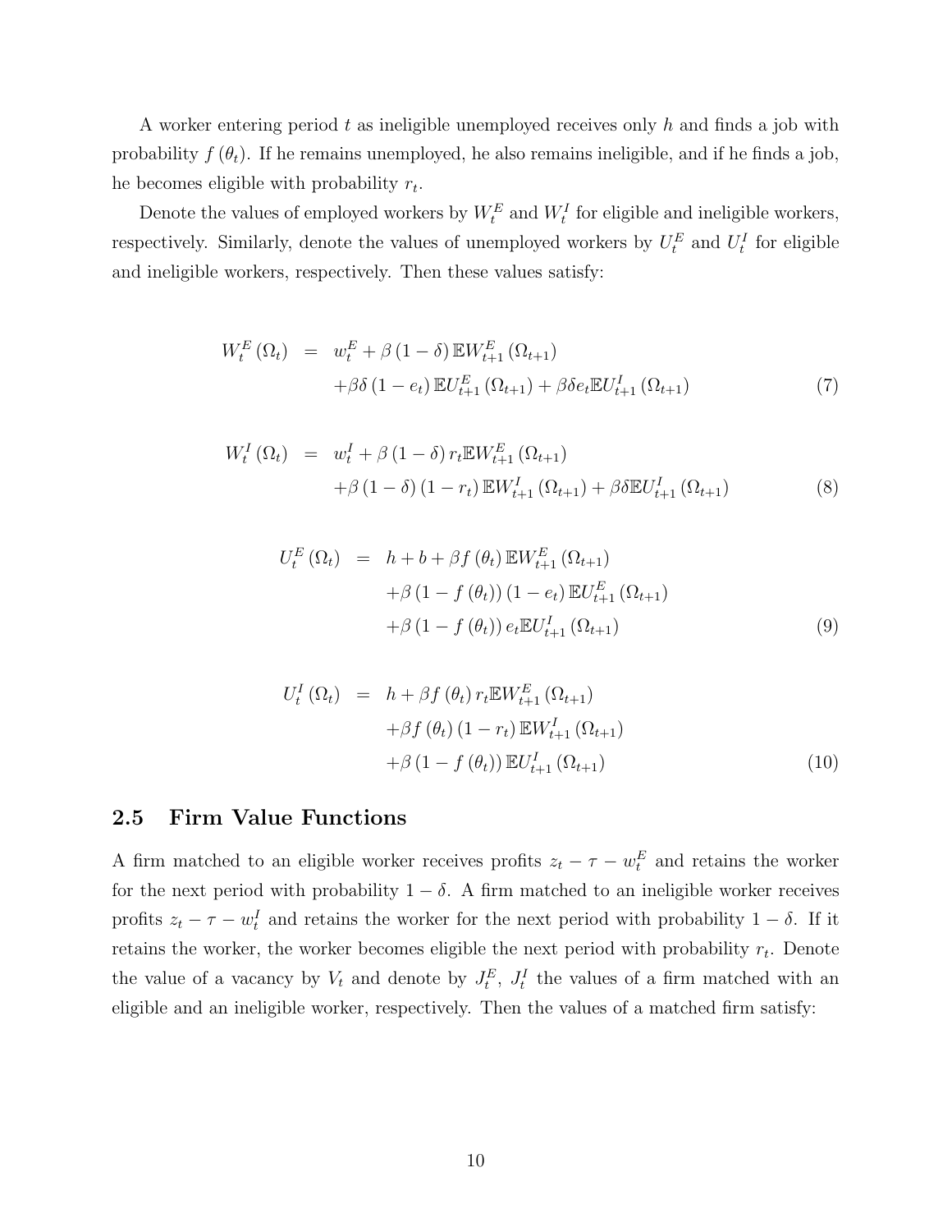A worker entering period $t$ as ineligible unemployed receives only $h$ and finds a job with probability $f(\theta_t)$. If he remains unemployed, he also remains ineligible, and if he finds a job, he becomes eligible with probability $r_t$.

Denote the values of employed workers by $W_t^E$ and $W_t^I$ for eligible and ineligible workers, respectively. Similarly, denote the values of unemployed workers by $U_t^E$ and $U_t^I$ for eligible and ineligible workers, respectively. Then these values satisfy:

$$
\begin{aligned}
W_t^E(\Omega_t) &= w_t^E + \beta(1-\delta)\mathbb{E}W_{t+1}^E(\Omega_{t+1}) \\
&\quad + \beta\delta(1-e_t)\mathbb{E}U_{t+1}^E(\Omega_{t+1}) + \beta\delta e_t \mathbb{E}U_{t+1}^I(\Omega_{t+1})
\end{aligned}
\tag{7}
$$

$$
\begin{aligned}
W_t^I(\Omega_t) &= w_t^I + \beta(1-\delta)r_t\mathbb{E}W_{t+1}^E(\Omega_{t+1}) \\
&\quad + \beta(1-\delta)(1-r_t)\mathbb{E}W_{t+1}^I(\Omega_{t+1}) + \beta\delta\mathbb{E}U_{t+1}^I(\Omega_{t+1})
\end{aligned}
\tag{8}
$$

$$
\begin{aligned}
U_t^E(\Omega_t) &= h + b + \beta f(\theta_t)\mathbb{E}W_{t+1}^E(\Omega_{t+1}) \\
&\quad + \beta(1-f(\theta_t))(1-e_t)\mathbb{E}U_{t+1}^E(\Omega_{t+1}) \\
&\quad + \beta(1-f(\theta_t))e_t\mathbb{E}U_{t+1}^I(\Omega_{t+1})
\end{aligned}
\tag{9}
$$

$$
\begin{aligned}
U_t^I(\Omega_t) &= h + \beta f(\theta_t)r_t\mathbb{E}W_{t+1}^E(\Omega_{t+1}) \\
&\quad + \beta f(\theta_t)(1-r_t)\mathbb{E}W_{t+1}^I(\Omega_{t+1}) \\
&\quad + \beta(1-f(\theta_t))\mathbb{E}U_{t+1}^I(\Omega_{t+1})
\end{aligned}
\tag{10}
$$

## 2.5 Firm Value Functions

A firm matched to an eligible worker receives profits $z_t - \tau - w_t^E$ and retains the worker for the next period with probability $1-\delta$. A firm matched to an ineligible worker receives profits $z_t - \tau - w_t^I$ and retains the worker for the next period with probability $1-\delta$. If it retains the worker, the worker becomes eligible the next period with probability $r_t$. Denote the value of a vacancy by $V_t$ and denote by $J_t^E$, $J_t^I$ the values of a firm matched with an eligible and an ineligible worker, respectively. Then the values of a matched firm satisfy: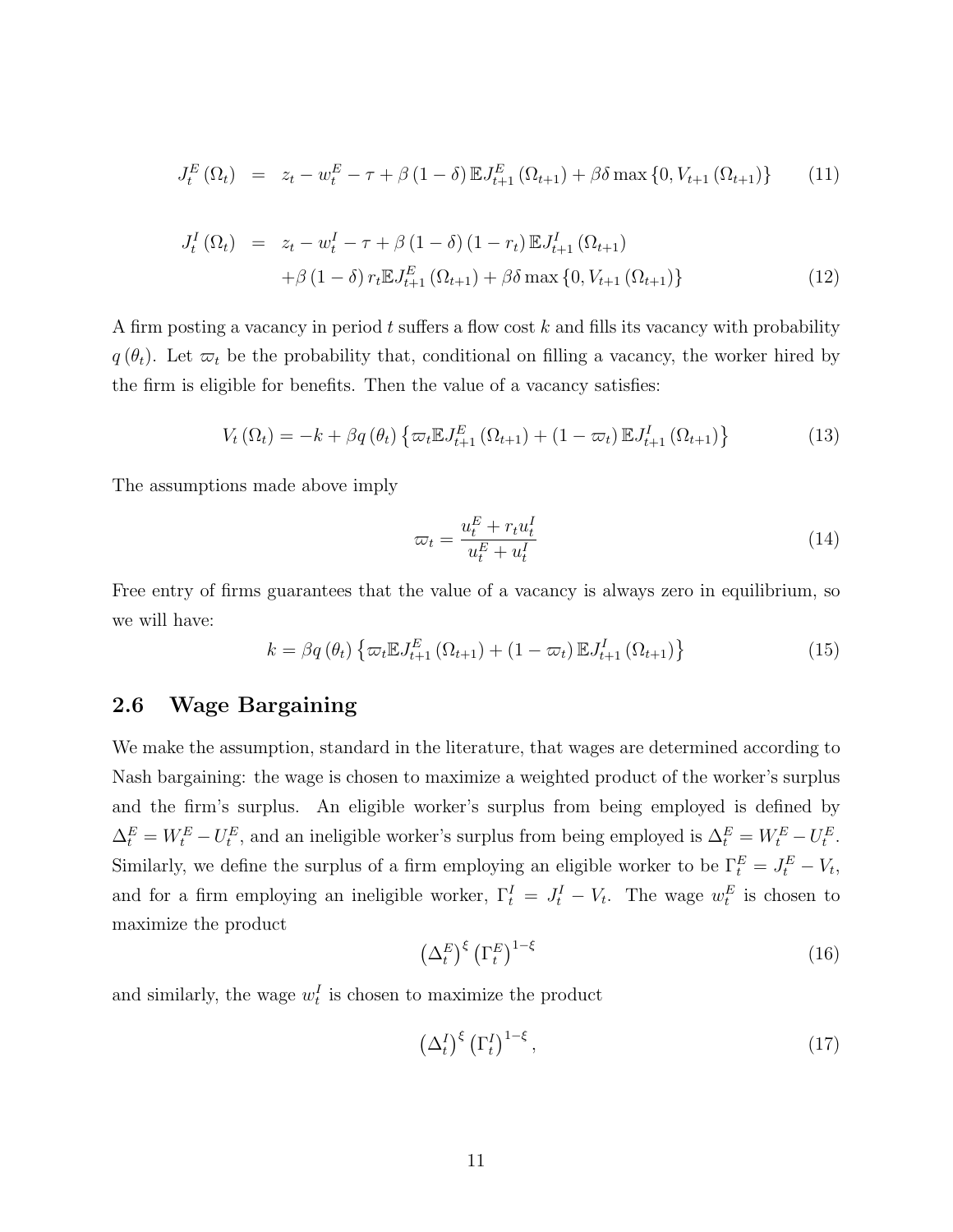$$J_t^E(\Omega_t) = z_t - w_t^E - \tau + \beta(1-\delta)\mathbb{E}J_{t+1}^E(\Omega_{t+1}) + \beta\delta\max\{0, V_{t+1}(\Omega_{t+1})\} \tag{11}$$

$$\begin{aligned} J_t^I(\Omega_t) &= z_t - w_t^I - \tau + \beta(1-\delta)(1-r_t)\mathbb{E}J_{t+1}^I(\Omega_{t+1}) \\ &\quad + \beta(1-\delta)r_t\mathbb{E}J_{t+1}^E(\Omega_{t+1}) + \beta\delta\max\{0, V_{t+1}(\Omega_{t+1})\} \end{aligned} \tag{12}$$

A firm posting a vacancy in period $t$ suffers a flow cost $k$ and fills its vacancy with probability $q(\theta_t)$. Let $\varpi_t$ be the probability that, conditional on filling a vacancy, the worker hired by the firm is eligible for benefits. Then the value of a vacancy satisfies:

$$V_t(\Omega_t) = -k + \beta q(\theta_t)\left\{\varpi_t\mathbb{E}J_{t+1}^E(\Omega_{t+1}) + (1-\varpi_t)\mathbb{E}J_{t+1}^I(\Omega_{t+1})\right\} \tag{13}$$

The assumptions made above imply

$$\varpi_t = \frac{u_t^E + r_t u_t^I}{u_t^E + u_t^I} \tag{14}$$

Free entry of firms guarantees that the value of a vacancy is always zero in equilibrium, so we will have:

$$k = \beta q(\theta_t)\left\{\varpi_t\mathbb{E}J_{t+1}^E(\Omega_{t+1}) + (1-\varpi_t)\mathbb{E}J_{t+1}^I(\Omega_{t+1})\right\} \tag{15}$$

## 2.6 Wage Bargaining

We make the assumption, standard in the literature, that wages are determined according to Nash bargaining: the wage is chosen to maximize a weighted product of the worker's surplus and the firm's surplus. An eligible worker's surplus from being employed is defined by $\Delta_t^E = W_t^E - U_t^E$, and an ineligible worker's surplus from being employed is $\Delta_t^E = W_t^E - U_t^E$. Similarly, we define the surplus of a firm employing an eligible worker to be $\Gamma_t^E = J_t^E - V_t$, and for a firm employing an ineligible worker, $\Gamma_t^I = J_t^I - V_t$. The wage $w_t^E$ is chosen to maximize the product

$$\left(\Delta_t^E\right)^{\xi}\left(\Gamma_t^E\right)^{1-\xi} \tag{16}$$

and similarly, the wage $w_t^I$ is chosen to maximize the product

$$\left(\Delta_t^I\right)^{\xi}\left(\Gamma_t^I\right)^{1-\xi}, \tag{17}$$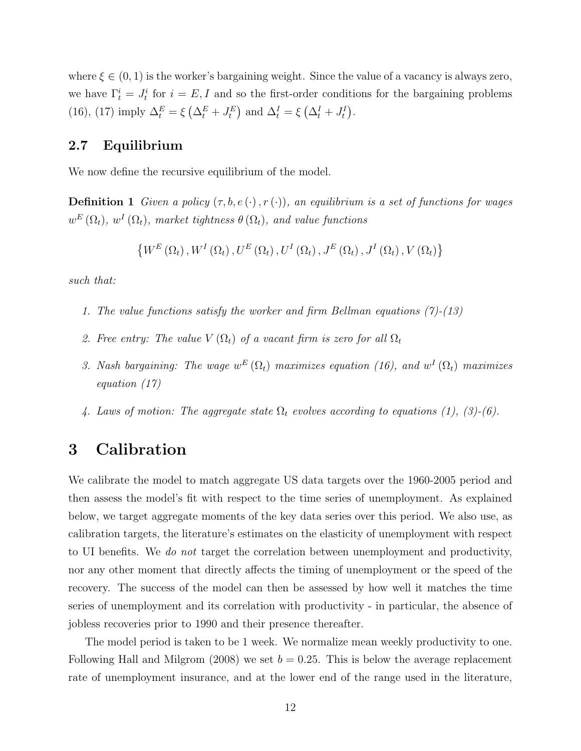where $\xi \in (0, 1)$ is the worker's bargaining weight. Since the value of a vacancy is always zero, we have $\Gamma_t^i = J_t^i$ for $i = E, I$ and so the first-order conditions for the bargaining problems (16), (17) imply $\Delta_t^E = \xi \left( \Delta_t^E + J_t^E \right)$ and $\Delta_t^I = \xi \left( \Delta_t^I + J_t^I \right)$.

## 2.7 Equilibrium

We now define the recursive equilibrium of the model.

**Definition 1** *Given a policy $(\tau, b, e(\cdot), r(\cdot))$, an equilibrium is a set of functions for wages $w^E(\Omega_t)$, $w^I(\Omega_t)$, market tightness $\theta(\Omega_t)$, and value functions*

$$\left\{ W^E(\Omega_t), W^I(\Omega_t), U^E(\Omega_t), U^I(\Omega_t), J^E(\Omega_t), J^I(\Omega_t), V(\Omega_t) \right\}$$

*such that:*

1. *The value functions satisfy the worker and firm Bellman equations (7)-(13)*
2. *Free entry: The value $V(\Omega_t)$ of a vacant firm is zero for all $\Omega_t$*
3. *Nash bargaining: The wage $w^E(\Omega_t)$ maximizes equation (16), and $w^I(\Omega_t)$ maximizes equation (17)*
4. *Laws of motion: The aggregate state $\Omega_t$ evolves according to equations (1), (3)-(6).*

# 3 Calibration

We calibrate the model to match aggregate US data targets over the 1960-2005 period and then assess the model's fit with respect to the time series of unemployment. As explained below, we target aggregate moments of the key data series over this period. We also use, as calibration targets, the literature's estimates on the elasticity of unemployment with respect to UI benefits. We *do not* target the correlation between unemployment and productivity, nor any other moment that directly affects the timing of unemployment or the speed of the recovery. The success of the model can then be assessed by how well it matches the time series of unemployment and its correlation with productivity - in particular, the absence of jobless recoveries prior to 1990 and their presence thereafter.

The model period is taken to be 1 week. We normalize mean weekly productivity to one. Following Hall and Milgrom (2008) we set $b = 0.25$. This is below the average replacement rate of unemployment insurance, and at the lower end of the range used in the literature,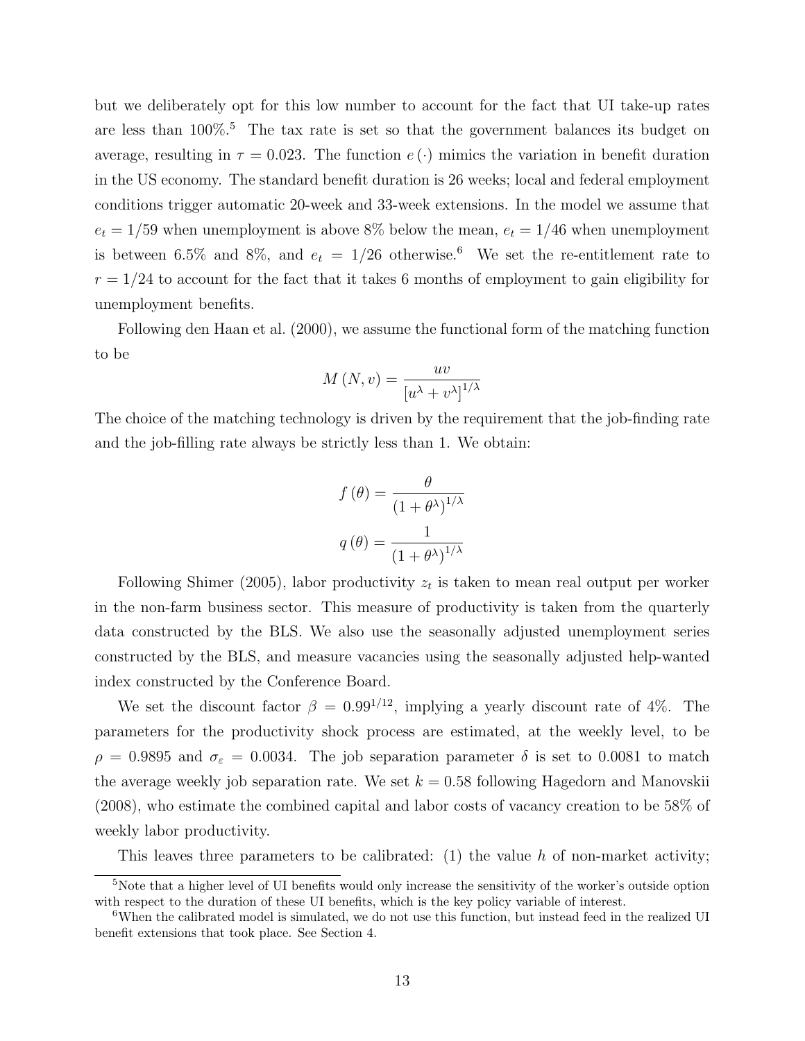but we deliberately opt for this low number to account for the fact that UI take-up rates are less than 100%.[5] The tax rate is set so that the government balances its budget on average, resulting in $\tau = 0.023$. The function $e(\cdot)$ mimics the variation in benefit duration in the US economy. The standard benefit duration is 26 weeks; local and federal employment conditions trigger automatic 20-week and 33-week extensions. In the model we assume that $e_t = 1/59$ when unemployment is above 8% below the mean, $e_t = 1/46$ when unemployment is between 6.5% and 8%, and $e_t = 1/26$ otherwise.[6] We set the re-entitlement rate to $r = 1/24$ to account for the fact that it takes 6 months of employment to gain eligibility for unemployment benefits.

Following den Haan et al. (2000), we assume the functional form of the matching function to be

$$M(N, v) = \frac{uv}{\left[u^{\lambda} + v^{\lambda}\right]^{1/\lambda}}$$

The choice of the matching technology is driven by the requirement that the job-finding rate and the job-filling rate always be strictly less than 1. We obtain:

$$f(\theta) = \frac{\theta}{\left(1 + \theta^{\lambda}\right)^{1/\lambda}}$$

$$q(\theta) = \frac{1}{\left(1 + \theta^{\lambda}\right)^{1/\lambda}}$$

Following Shimer (2005), labor productivity $z_t$ is taken to mean real output per worker in the non-farm business sector. This measure of productivity is taken from the quarterly data constructed by the BLS. We also use the seasonally adjusted unemployment series constructed by the BLS, and measure vacancies using the seasonally adjusted help-wanted index constructed by the Conference Board.

We set the discount factor $\beta = 0.99^{1/12}$, implying a yearly discount rate of 4%. The parameters for the productivity shock process are estimated, at the weekly level, to be $\rho = 0.9895$ and $\sigma_{\varepsilon} = 0.0034$. The job separation parameter $\delta$ is set to 0.0081 to match the average weekly job separation rate. We set $k = 0.58$ following Hagedorn and Manovskii (2008), who estimate the combined capital and labor costs of vacancy creation to be 58% of weekly labor productivity.

This leaves three parameters to be calibrated: (1) the value $h$ of non-market activity;

[5] Note that a higher level of UI benefits would only increase the sensitivity of the worker's outside option with respect to the duration of these UI benefits, which is the key policy variable of interest.

[6] When the calibrated model is simulated, we do not use this function, but instead feed in the realized UI benefit extensions that took place. See Section 4.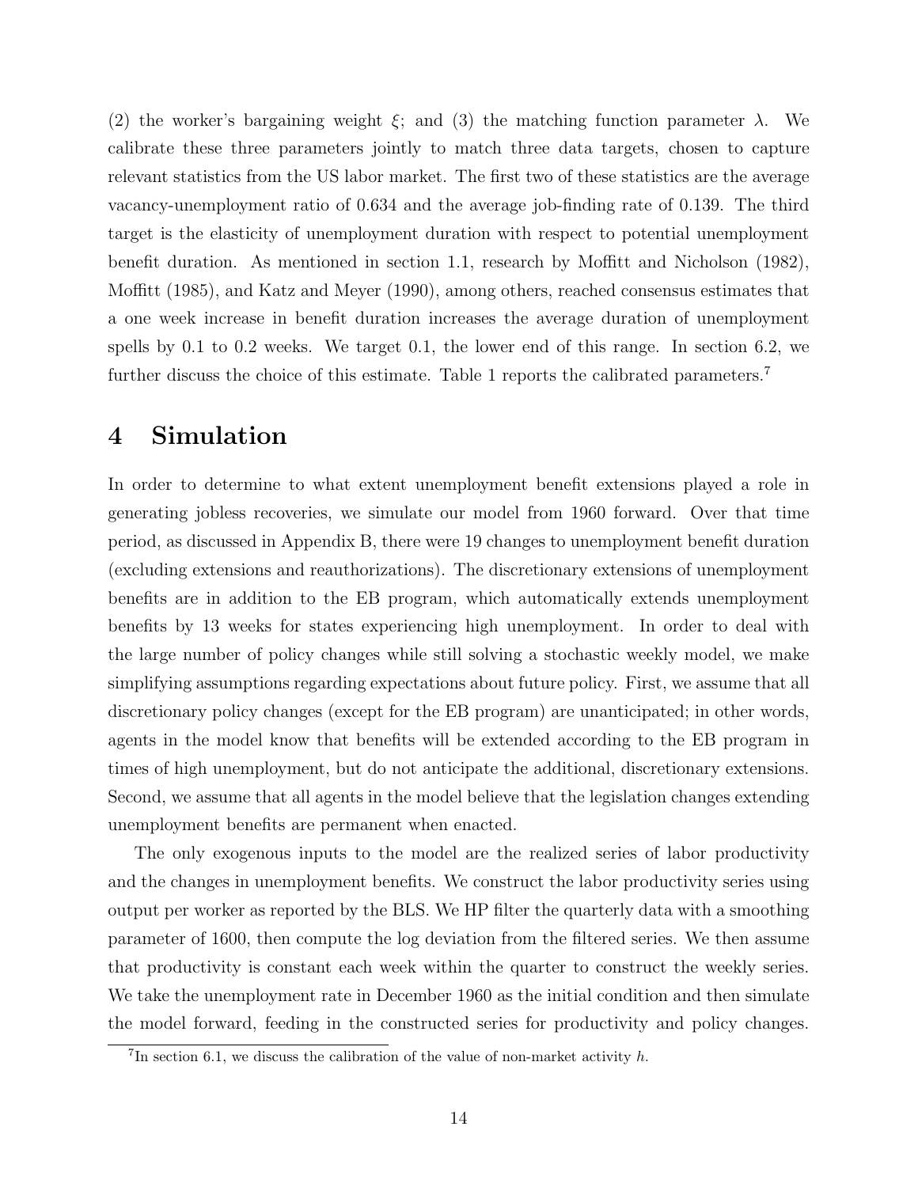(2) the worker's bargaining weight $\xi$; and (3) the matching function parameter $\lambda$. We calibrate these three parameters jointly to match three data targets, chosen to capture relevant statistics from the US labor market. The first two of these statistics are the average vacancy-unemployment ratio of 0.634 and the average job-finding rate of 0.139. The third target is the elasticity of unemployment duration with respect to potential unemployment benefit duration. As mentioned in section 1.1, research by Moffitt and Nicholson (1982), Moffitt (1985), and Katz and Meyer (1990), among others, reached consensus estimates that a one week increase in benefit duration increases the average duration of unemployment spells by 0.1 to 0.2 weeks. We target 0.1, the lower end of this range. In section 6.2, we further discuss the choice of this estimate. Table 1 reports the calibrated parameters.[7]

# 4 Simulation

In order to determine to what extent unemployment benefit extensions played a role in generating jobless recoveries, we simulate our model from 1960 forward. Over that time period, as discussed in Appendix B, there were 19 changes to unemployment benefit duration (excluding extensions and reauthorizations). The discretionary extensions of unemployment benefits are in addition to the EB program, which automatically extends unemployment benefits by 13 weeks for states experiencing high unemployment. In order to deal with the large number of policy changes while still solving a stochastic weekly model, we make simplifying assumptions regarding expectations about future policy. First, we assume that all discretionary policy changes (except for the EB program) are unanticipated; in other words, agents in the model know that benefits will be extended according to the EB program in times of high unemployment, but do not anticipate the additional, discretionary extensions. Second, we assume that all agents in the model believe that the legislation changes extending unemployment benefits are permanent when enacted.

The only exogenous inputs to the model are the realized series of labor productivity and the changes in unemployment benefits. We construct the labor productivity series using output per worker as reported by the BLS. We HP filter the quarterly data with a smoothing parameter of 1600, then compute the log deviation from the filtered series. We then assume that productivity is constant each week within the quarter to construct the weekly series. We take the unemployment rate in December 1960 as the initial condition and then simulate the model forward, feeding in the constructed series for productivity and policy changes.

[7] In section 6.1, we discuss the calibration of the value of non-market activity $h$.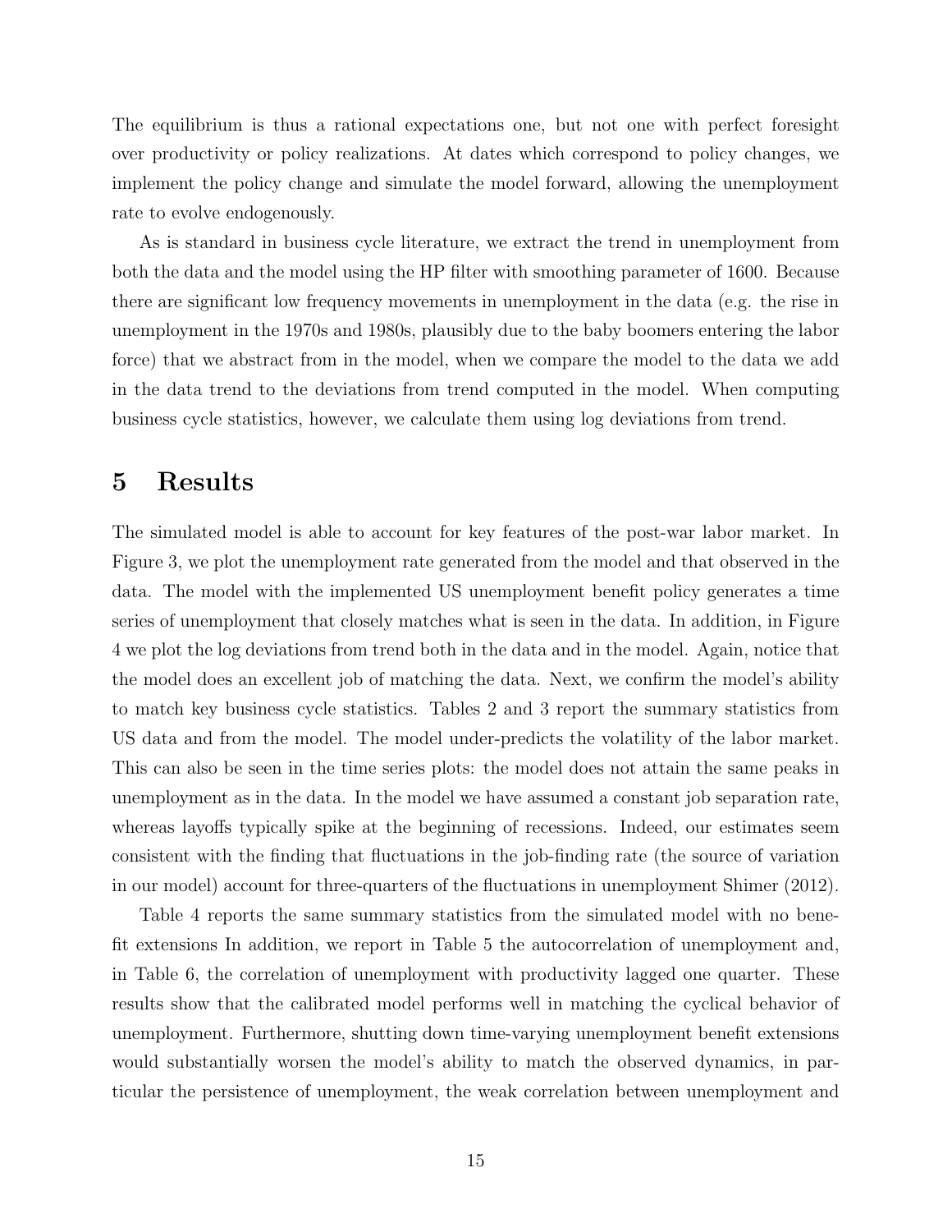The equilibrium is thus a rational expectations one, but not one with perfect foresight over productivity or policy realizations. At dates which correspond to policy changes, we implement the policy change and simulate the model forward, allowing the unemployment rate to evolve endogenously.

As is standard in business cycle literature, we extract the trend in unemployment from both the data and the model using the HP filter with smoothing parameter of 1600. Because there are significant low frequency movements in unemployment in the data (e.g. the rise in unemployment in the 1970s and 1980s, plausibly due to the baby boomers entering the labor force) that we abstract from in the model, when we compare the model to the data we add in the data trend to the deviations from trend computed in the model. When computing business cycle statistics, however, we calculate them using log deviations from trend.

# 5 Results

The simulated model is able to account for key features of the post-war labor market. In Figure 3, we plot the unemployment rate generated from the model and that observed in the data. The model with the implemented US unemployment benefit policy generates a time series of unemployment that closely matches what is seen in the data. In addition, in Figure 4 we plot the log deviations from trend both in the data and in the model. Again, notice that the model does an excellent job of matching the data. Next, we confirm the model's ability to match key business cycle statistics. Tables 2 and 3 report the summary statistics from US data and from the model. The model under-predicts the volatility of the labor market. This can also be seen in the time series plots: the model does not attain the same peaks in unemployment as in the data. In the model we have assumed a constant job separation rate, whereas layoffs typically spike at the beginning of recessions. Indeed, our estimates seem consistent with the finding that fluctuations in the job-finding rate (the source of variation in our model) account for three-quarters of the fluctuations in unemployment Shimer (2012).

Table 4 reports the same summary statistics from the simulated model with no benefit extensions In addition, we report in Table 5 the autocorrelation of unemployment and, in Table 6, the correlation of unemployment with productivity lagged one quarter. These results show that the calibrated model performs well in matching the cyclical behavior of unemployment. Furthermore, shutting down time-varying unemployment benefit extensions would substantially worsen the model's ability to match the observed dynamics, in particular the persistence of unemployment, the weak correlation between unemployment and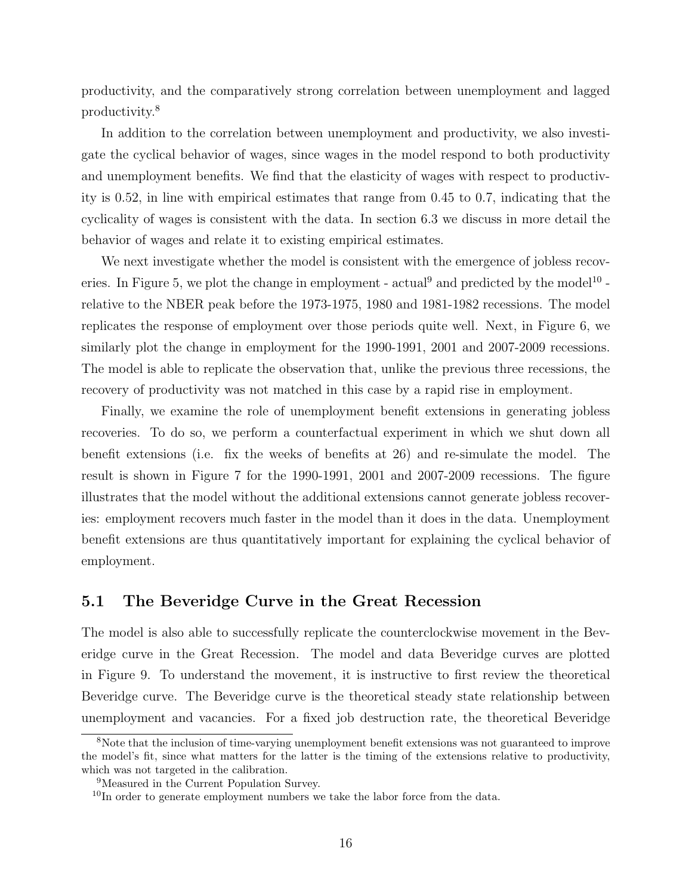productivity, and the comparatively strong correlation between unemployment and lagged productivity.[8]

In addition to the correlation between unemployment and productivity, we also investigate the cyclical behavior of wages, since wages in the model respond to both productivity and unemployment benefits. We find that the elasticity of wages with respect to productivity is 0.52, in line with empirical estimates that range from 0.45 to 0.7, indicating that the cyclicality of wages is consistent with the data. In section 6.3 we discuss in more detail the behavior of wages and relate it to existing empirical estimates.

We next investigate whether the model is consistent with the emergence of jobless recoveries. In Figure 5, we plot the change in employment - actual[9] and predicted by the model[10] - relative to the NBER peak before the 1973-1975, 1980 and 1981-1982 recessions. The model replicates the response of employment over those periods quite well. Next, in Figure 6, we similarly plot the change in employment for the 1990-1991, 2001 and 2007-2009 recessions. The model is able to replicate the observation that, unlike the previous three recessions, the recovery of productivity was not matched in this case by a rapid rise in employment.

Finally, we examine the role of unemployment benefit extensions in generating jobless recoveries. To do so, we perform a counterfactual experiment in which we shut down all benefit extensions (i.e. fix the weeks of benefits at 26) and re-simulate the model. The result is shown in Figure 7 for the 1990-1991, 2001 and 2007-2009 recessions. The figure illustrates that the model without the additional extensions cannot generate jobless recoveries: employment recovers much faster in the model than it does in the data. Unemployment benefit extensions are thus quantitatively important for explaining the cyclical behavior of employment.

## 5.1 The Beveridge Curve in the Great Recession

The model is also able to successfully replicate the counterclockwise movement in the Beveridge curve in the Great Recession. The model and data Beveridge curves are plotted in Figure 9. To understand the movement, it is instructive to first review the theoretical Beveridge curve. The Beveridge curve is the theoretical steady state relationship between unemployment and vacancies. For a fixed job destruction rate, the theoretical Beveridge

[8] Note that the inclusion of time-varying unemployment benefit extensions was not guaranteed to improve the model's fit, since what matters for the latter is the timing of the extensions relative to productivity, which was not targeted in the calibration.

[9] Measured in the Current Population Survey.

[10] In order to generate employment numbers we take the labor force from the data.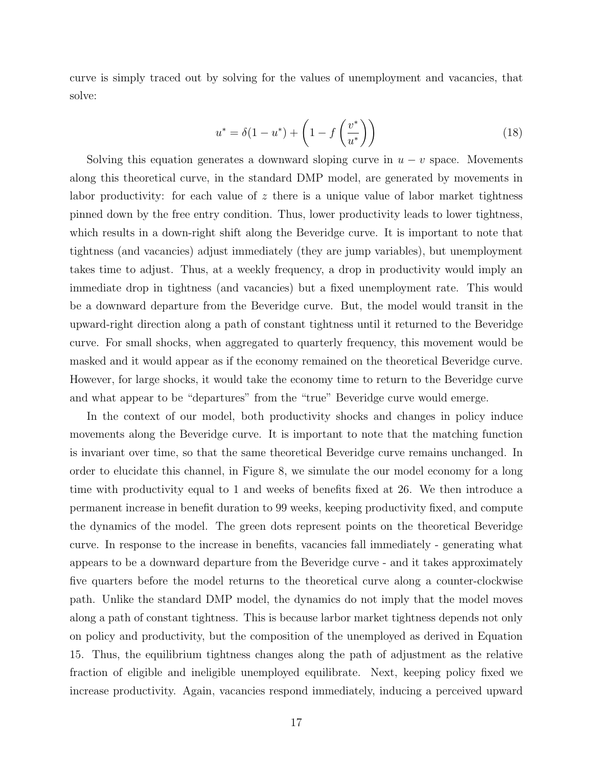curve is simply traced out by solving for the values of unemployment and vacancies, that solve:

$$u^* = \delta(1 - u^*) + \left(1 - f\left(\frac{v^*}{u^*}\right)\right) \tag{18}$$

Solving this equation generates a downward sloping curve in $u - v$ space. Movements along this theoretical curve, in the standard DMP model, are generated by movements in labor productivity: for each value of $z$ there is a unique value of labor market tightness pinned down by the free entry condition. Thus, lower productivity leads to lower tightness, which results in a down-right shift along the Beveridge curve. It is important to note that tightness (and vacancies) adjust immediately (they are jump variables), but unemployment takes time to adjust. Thus, at a weekly frequency, a drop in productivity would imply an immediate drop in tightness (and vacancies) but a fixed unemployment rate. This would be a downward departure from the Beveridge curve. But, the model would transit in the upward-right direction along a path of constant tightness until it returned to the Beveridge curve. For small shocks, when aggregated to quarterly frequency, this movement would be masked and it would appear as if the economy remained on the theoretical Beveridge curve. However, for large shocks, it would take the economy time to return to the Beveridge curve and what appear to be "departures" from the "true" Beveridge curve would emerge.

In the context of our model, both productivity shocks and changes in policy induce movements along the Beveridge curve. It is important to note that the matching function is invariant over time, so that the same theoretical Beveridge curve remains unchanged. In order to elucidate this channel, in Figure 8, we simulate the our model economy for a long time with productivity equal to 1 and weeks of benefits fixed at 26. We then introduce a permanent increase in benefit duration to 99 weeks, keeping productivity fixed, and compute the dynamics of the model. The green dots represent points on the theoretical Beveridge curve. In response to the increase in benefits, vacancies fall immediately - generating what appears to be a downward departure from the Beveridge curve - and it takes approximately five quarters before the model returns to the theoretical curve along a counter-clockwise path. Unlike the standard DMP model, the dynamics do not imply that the model moves along a path of constant tightness. This is because larbor market tightness depends not only on policy and productivity, but the composition of the unemployed as derived in Equation 15. Thus, the equilibrium tightness changes along the path of adjustment as the relative fraction of eligible and ineligible unemployed equilibrate. Next, keeping policy fixed we increase productivity. Again, vacancies respond immediately, inducing a perceived upward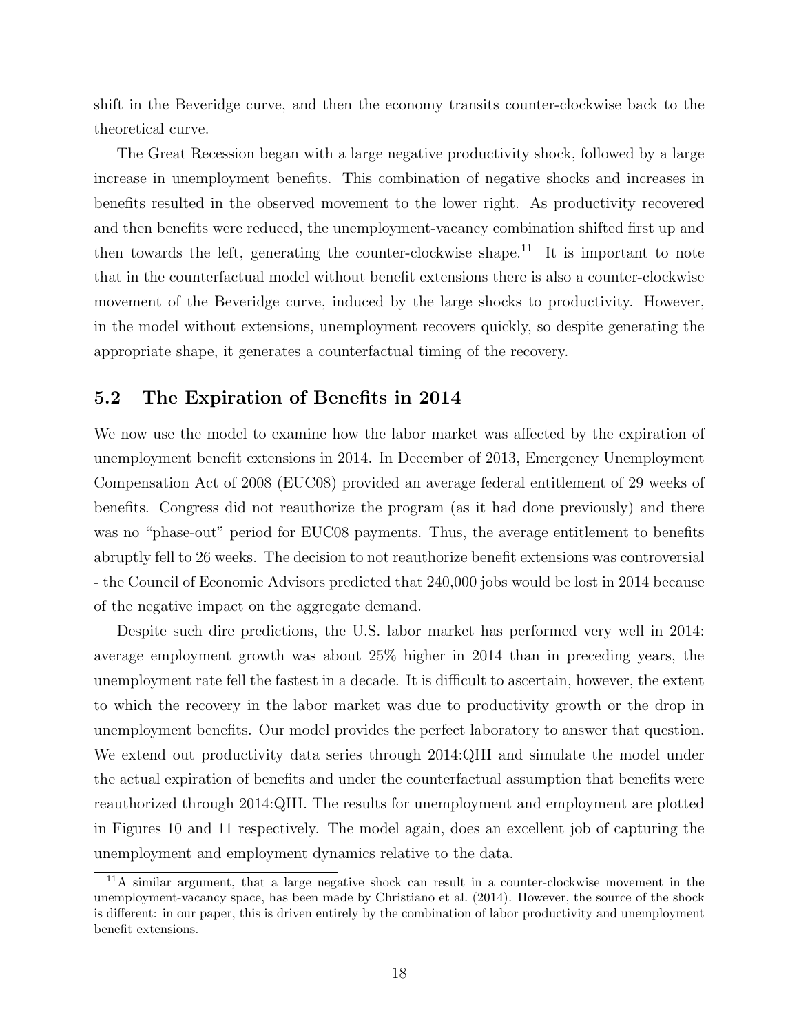shift in the Beveridge curve, and then the economy transits counter-clockwise back to the theoretical curve.

The Great Recession began with a large negative productivity shock, followed by a large increase in unemployment benefits. This combination of negative shocks and increases in benefits resulted in the observed movement to the lower right. As productivity recovered and then benefits were reduced, the unemployment-vacancy combination shifted first up and then towards the left, generating the counter-clockwise shape.[11] It is important to note that in the counterfactual model without benefit extensions there is also a counter-clockwise movement of the Beveridge curve, induced by the large shocks to productivity. However, in the model without extensions, unemployment recovers quickly, so despite generating the appropriate shape, it generates a counterfactual timing of the recovery.

## 5.2 The Expiration of Benefits in 2014

We now use the model to examine how the labor market was affected by the expiration of unemployment benefit extensions in 2014. In December of 2013, Emergency Unemployment Compensation Act of 2008 (EUC08) provided an average federal entitlement of 29 weeks of benefits. Congress did not reauthorize the program (as it had done previously) and there was no "phase-out" period for EUC08 payments. Thus, the average entitlement to benefits abruptly fell to 26 weeks. The decision to not reauthorize benefit extensions was controversial - the Council of Economic Advisors predicted that 240,000 jobs would be lost in 2014 because of the negative impact on the aggregate demand.

Despite such dire predictions, the U.S. labor market has performed very well in 2014: average employment growth was about 25% higher in 2014 than in preceding years, the unemployment rate fell the fastest in a decade. It is difficult to ascertain, however, the extent to which the recovery in the labor market was due to productivity growth or the drop in unemployment benefits. Our model provides the perfect laboratory to answer that question. We extend out productivity data series through 2014:QIII and simulate the model under the actual expiration of benefits and under the counterfactual assumption that benefits were reauthorized through 2014:QIII. The results for unemployment and employment are plotted in Figures 10 and 11 respectively. The model again, does an excellent job of capturing the unemployment and employment dynamics relative to the data.

[11] A similar argument, that a large negative shock can result in a counter-clockwise movement in the unemployment-vacancy space, has been made by Christiano et al. (2014). However, the source of the shock is different: in our paper, this is driven entirely by the combination of labor productivity and unemployment benefit extensions.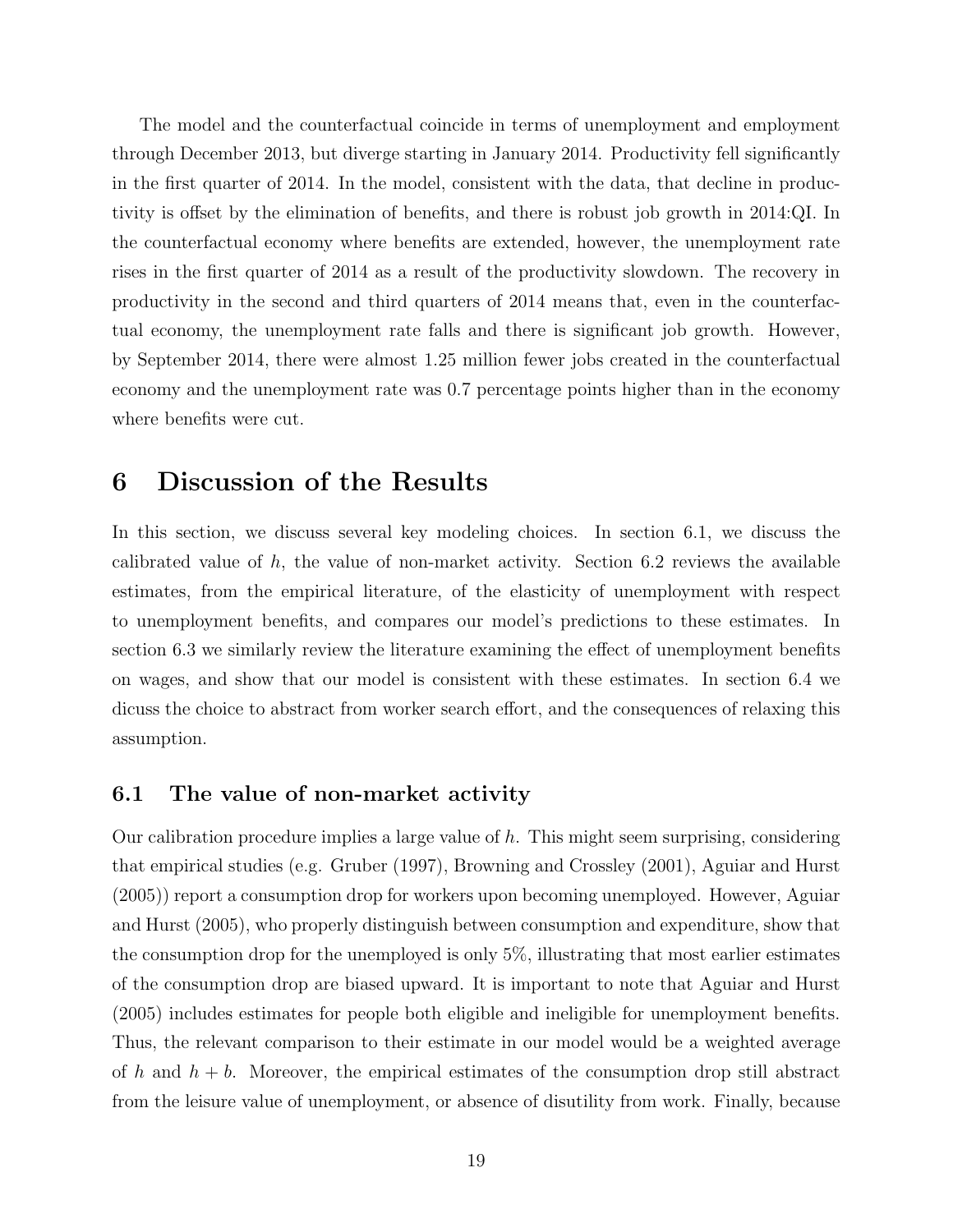The model and the counterfactual coincide in terms of unemployment and employment through December 2013, but diverge starting in January 2014. Productivity fell significantly in the first quarter of 2014. In the model, consistent with the data, that decline in productivity is offset by the elimination of benefits, and there is robust job growth in 2014:QI. In the counterfactual economy where benefits are extended, however, the unemployment rate rises in the first quarter of 2014 as a result of the productivity slowdown. The recovery in productivity in the second and third quarters of 2014 means that, even in the counterfactual economy, the unemployment rate falls and there is significant job growth. However, by September 2014, there were almost 1.25 million fewer jobs created in the counterfactual economy and the unemployment rate was 0.7 percentage points higher than in the economy where benefits were cut.

# 6 Discussion of the Results

In this section, we discuss several key modeling choices. In section 6.1, we discuss the calibrated value of $h$, the value of non-market activity. Section 6.2 reviews the available estimates, from the empirical literature, of the elasticity of unemployment with respect to unemployment benefits, and compares our model's predictions to these estimates. In section 6.3 we similarly review the literature examining the effect of unemployment benefits on wages, and show that our model is consistent with these estimates. In section 6.4 we dicuss the choice to abstract from worker search effort, and the consequences of relaxing this assumption.

## 6.1 The value of non-market activity

Our calibration procedure implies a large value of $h$. This might seem surprising, considering that empirical studies (e.g. Gruber (1997), Browning and Crossley (2001), Aguiar and Hurst (2005)) report a consumption drop for workers upon becoming unemployed. However, Aguiar and Hurst (2005), who properly distinguish between consumption and expenditure, show that the consumption drop for the unemployed is only 5%, illustrating that most earlier estimates of the consumption drop are biased upward. It is important to note that Aguiar and Hurst (2005) includes estimates for people both eligible and ineligible for unemployment benefits. Thus, the relevant comparison to their estimate in our model would be a weighted average of $h$ and $h + b$. Moreover, the empirical estimates of the consumption drop still abstract from the leisure value of unemployment, or absence of disutility from work. Finally, because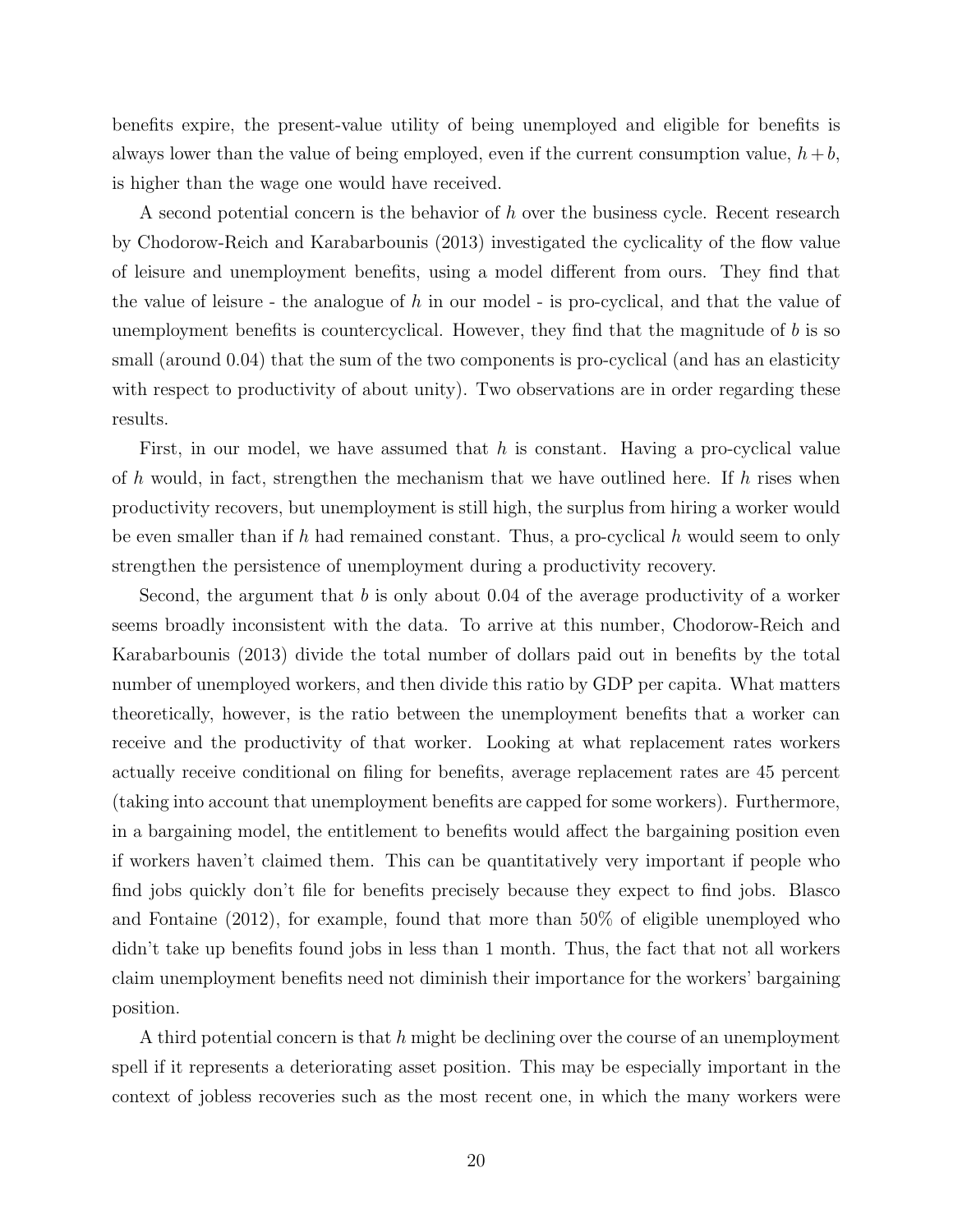benefits expire, the present-value utility of being unemployed and eligible for benefits is always lower than the value of being employed, even if the current consumption value, $h + b$, is higher than the wage one would have received.

A second potential concern is the behavior of $h$ over the business cycle. Recent research by Chodorow-Reich and Karabarbounis (2013) investigated the cyclicality of the flow value of leisure and unemployment benefits, using a model different from ours. They find that the value of leisure - the analogue of $h$ in our model - is pro-cyclical, and that the value of unemployment benefits is countercyclical. However, they find that the magnitude of $b$ is so small (around 0.04) that the sum of the two components is pro-cyclical (and has an elasticity with respect to productivity of about unity). Two observations are in order regarding these results.

First, in our model, we have assumed that $h$ is constant. Having a pro-cyclical value of $h$ would, in fact, strengthen the mechanism that we have outlined here. If $h$ rises when productivity recovers, but unemployment is still high, the surplus from hiring a worker would be even smaller than if $h$ had remained constant. Thus, a pro-cyclical $h$ would seem to only strengthen the persistence of unemployment during a productivity recovery.

Second, the argument that $b$ is only about 0.04 of the average productivity of a worker seems broadly inconsistent with the data. To arrive at this number, Chodorow-Reich and Karabarbounis (2013) divide the total number of dollars paid out in benefits by the total number of unemployed workers, and then divide this ratio by GDP per capita. What matters theoretically, however, is the ratio between the unemployment benefits that a worker can receive and the productivity of that worker. Looking at what replacement rates workers actually receive conditional on filing for benefits, average replacement rates are 45 percent (taking into account that unemployment benefits are capped for some workers). Furthermore, in a bargaining model, the entitlement to benefits would affect the bargaining position even if workers haven't claimed them. This can be quantitatively very important if people who find jobs quickly don't file for benefits precisely because they expect to find jobs. Blasco and Fontaine (2012), for example, found that more than 50% of eligible unemployed who didn't take up benefits found jobs in less than 1 month. Thus, the fact that not all workers claim unemployment benefits need not diminish their importance for the workers' bargaining position.

A third potential concern is that $h$ might be declining over the course of an unemployment spell if it represents a deteriorating asset position. This may be especially important in the context of jobless recoveries such as the most recent one, in which the many workers were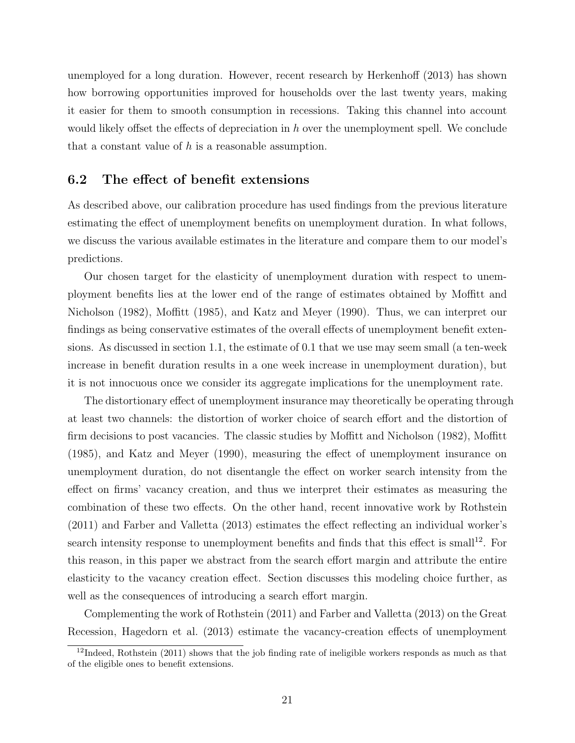unemployed for a long duration. However, recent research by Herkenhoff (2013) has shown how borrowing opportunities improved for households over the last twenty years, making it easier for them to smooth consumption in recessions. Taking this channel into account would likely offset the effects of depreciation in $h$ over the unemployment spell. We conclude that a constant value of $h$ is a reasonable assumption.

## 6.2 The effect of benefit extensions

As described above, our calibration procedure has used findings from the previous literature estimating the effect of unemployment benefits on unemployment duration. In what follows, we discuss the various available estimates in the literature and compare them to our model's predictions.

Our chosen target for the elasticity of unemployment duration with respect to unemployment benefits lies at the lower end of the range of estimates obtained by Moffitt and Nicholson (1982), Moffitt (1985), and Katz and Meyer (1990). Thus, we can interpret our findings as being conservative estimates of the overall effects of unemployment benefit extensions. As discussed in section 1.1, the estimate of 0.1 that we use may seem small (a ten-week increase in benefit duration results in a one week increase in unemployment duration), but it is not innocuous once we consider its aggregate implications for the unemployment rate.

The distortionary effect of unemployment insurance may theoretically be operating through at least two channels: the distortion of worker choice of search effort and the distortion of firm decisions to post vacancies. The classic studies by Moffitt and Nicholson (1982), Moffitt (1985), and Katz and Meyer (1990), measuring the effect of unemployment insurance on unemployment duration, do not disentangle the effect on worker search intensity from the effect on firms' vacancy creation, and thus we interpret their estimates as measuring the combination of these two effects. On the other hand, recent innovative work by Rothstein (2011) and Farber and Valletta (2013) estimates the effect reflecting an individual worker's search intensity response to unemployment benefits and finds that this effect is small[12]. For this reason, in this paper we abstract from the search effort margin and attribute the entire elasticity to the vacancy creation effect. Section discusses this modeling choice further, as well as the consequences of introducing a search effort margin.

Complementing the work of Rothstein (2011) and Farber and Valletta (2013) on the Great Recession, Hagedorn et al. (2013) estimate the vacancy-creation effects of unemployment

[12]Indeed, Rothstein (2011) shows that the job finding rate of ineligible workers responds as much as that of the eligible ones to benefit extensions.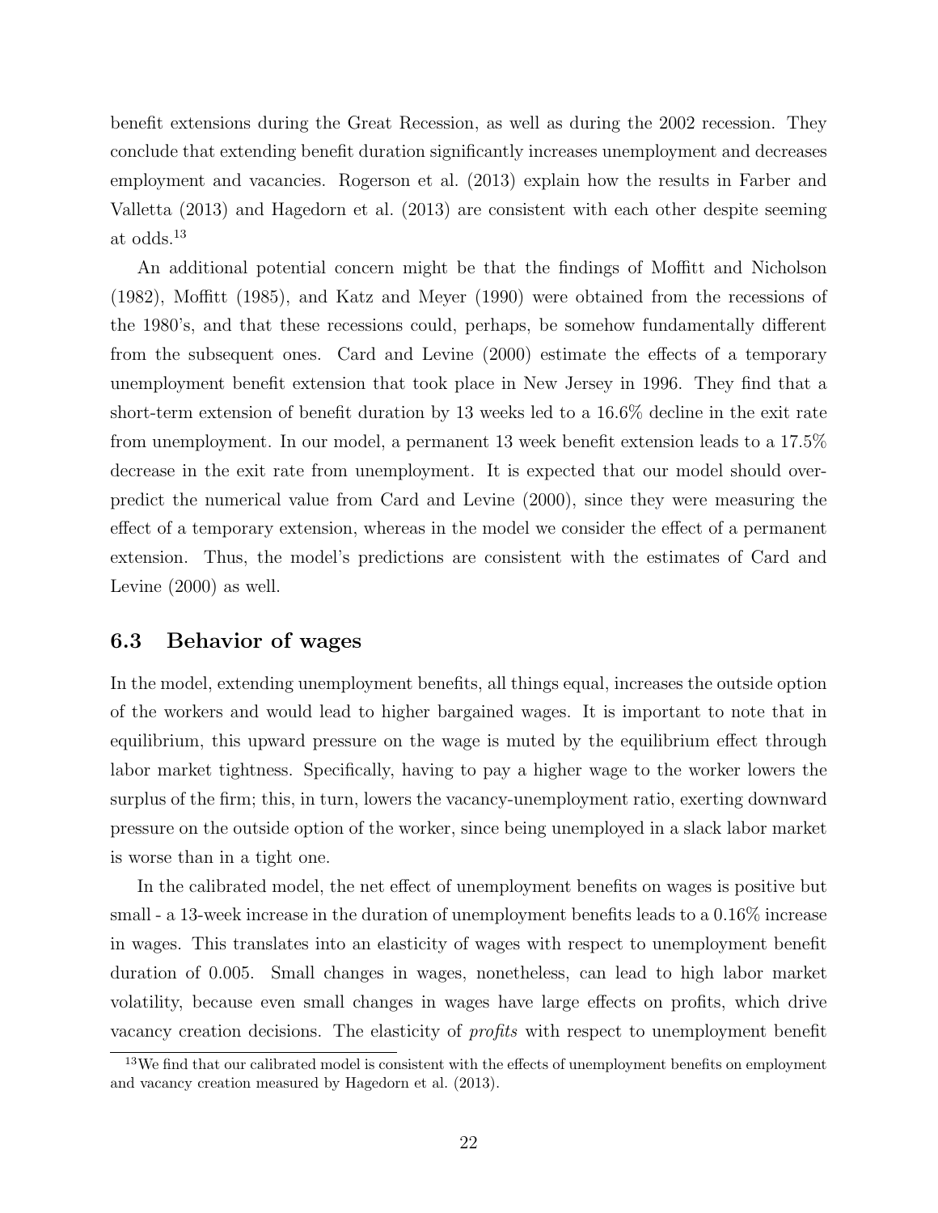benefit extensions during the Great Recession, as well as during the 2002 recession. They conclude that extending benefit duration significantly increases unemployment and decreases employment and vacancies. Rogerson et al. (2013) explain how the results in Farber and Valletta (2013) and Hagedorn et al. (2013) are consistent with each other despite seeming at odds.[13]

An additional potential concern might be that the findings of Moffitt and Nicholson (1982), Moffitt (1985), and Katz and Meyer (1990) were obtained from the recessions of the 1980's, and that these recessions could, perhaps, be somehow fundamentally different from the subsequent ones. Card and Levine (2000) estimate the effects of a temporary unemployment benefit extension that took place in New Jersey in 1996. They find that a short-term extension of benefit duration by 13 weeks led to a 16.6% decline in the exit rate from unemployment. In our model, a permanent 13 week benefit extension leads to a 17.5% decrease in the exit rate from unemployment. It is expected that our model should over-predict the numerical value from Card and Levine (2000), since they were measuring the effect of a temporary extension, whereas in the model we consider the effect of a permanent extension. Thus, the model's predictions are consistent with the estimates of Card and Levine (2000) as well.

### 6.3 Behavior of wages

In the model, extending unemployment benefits, all things equal, increases the outside option of the workers and would lead to higher bargained wages. It is important to note that in equilibrium, this upward pressure on the wage is muted by the equilibrium effect through labor market tightness. Specifically, having to pay a higher wage to the worker lowers the surplus of the firm; this, in turn, lowers the vacancy-unemployment ratio, exerting downward pressure on the outside option of the worker, since being unemployed in a slack labor market is worse than in a tight one.

In the calibrated model, the net effect of unemployment benefits on wages is positive but small - a 13-week increase in the duration of unemployment benefits leads to a 0.16% increase in wages. This translates into an elasticity of wages with respect to unemployment benefit duration of 0.005. Small changes in wages, nonetheless, can lead to high labor market volatility, because even small changes in wages have large effects on profits, which drive vacancy creation decisions. The elasticity of *profits* with respect to unemployment benefit

[13] We find that our calibrated model is consistent with the effects of unemployment benefits on employment and vacancy creation measured by Hagedorn et al. (2013).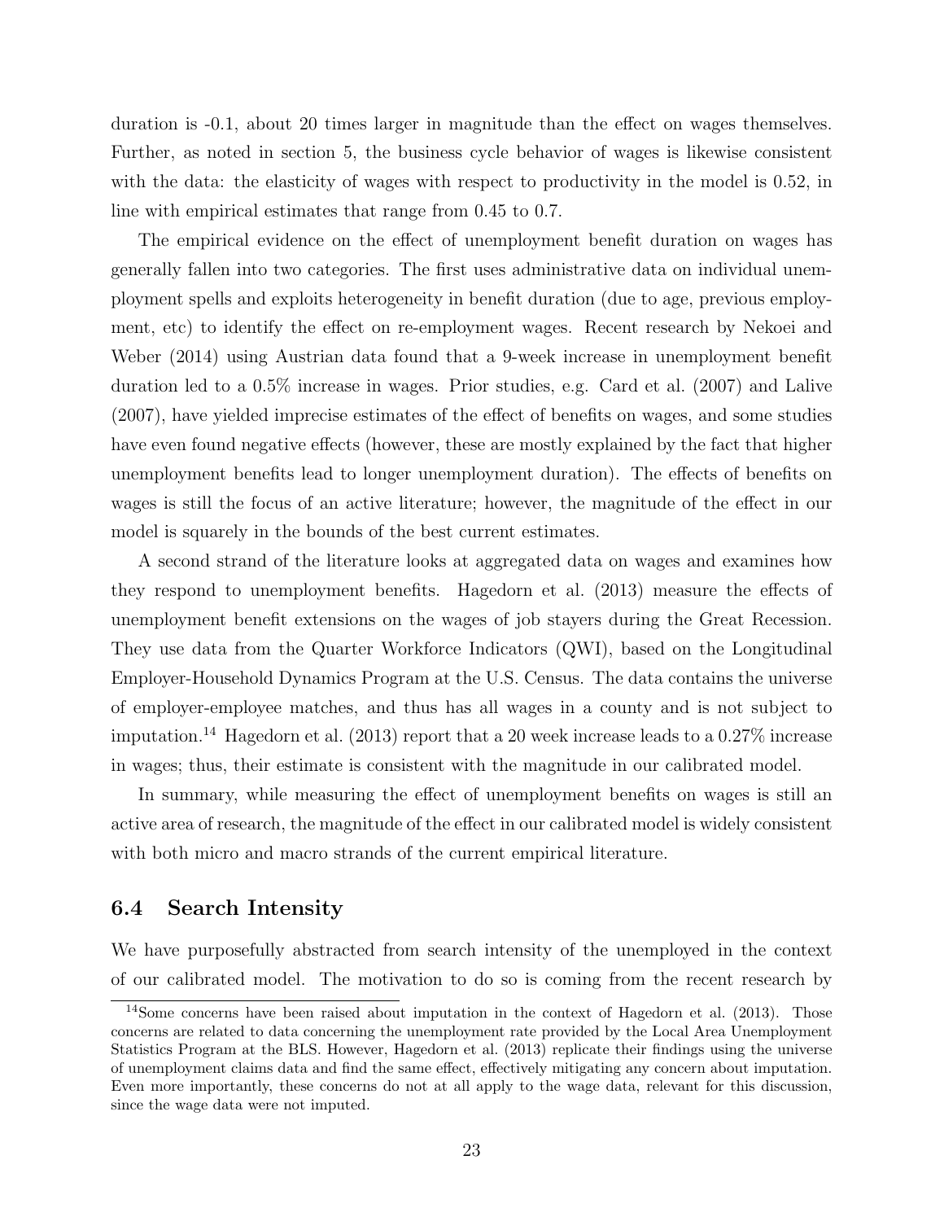duration is -0.1, about 20 times larger in magnitude than the effect on wages themselves. Further, as noted in section 5, the business cycle behavior of wages is likewise consistent with the data: the elasticity of wages with respect to productivity in the model is 0.52, in line with empirical estimates that range from 0.45 to 0.7.

The empirical evidence on the effect of unemployment benefit duration on wages has generally fallen into two categories. The first uses administrative data on individual unemployment spells and exploits heterogeneity in benefit duration (due to age, previous employment, etc) to identify the effect on re-employment wages. Recent research by Nekoei and Weber (2014) using Austrian data found that a 9-week increase in unemployment benefit duration led to a 0.5% increase in wages. Prior studies, e.g. Card et al. (2007) and Lalive (2007), have yielded imprecise estimates of the effect of benefits on wages, and some studies have even found negative effects (however, these are mostly explained by the fact that higher unemployment benefits lead to longer unemployment duration). The effects of benefits on wages is still the focus of an active literature; however, the magnitude of the effect in our model is squarely in the bounds of the best current estimates.

A second strand of the literature looks at aggregated data on wages and examines how they respond to unemployment benefits. Hagedorn et al. (2013) measure the effects of unemployment benefit extensions on the wages of job stayers during the Great Recession. They use data from the Quarter Workforce Indicators (QWI), based on the Longitudinal Employer-Household Dynamics Program at the U.S. Census. The data contains the universe of employer-employee matches, and thus has all wages in a county and is not subject to imputation.[14] Hagedorn et al. (2013) report that a 20 week increase leads to a 0.27% increase in wages; thus, their estimate is consistent with the magnitude in our calibrated model.

In summary, while measuring the effect of unemployment benefits on wages is still an active area of research, the magnitude of the effect in our calibrated model is widely consistent with both micro and macro strands of the current empirical literature.

### 6.4 Search Intensity

We have purposefully abstracted from search intensity of the unemployed in the context of our calibrated model. The motivation to do so is coming from the recent research by

[14] Some concerns have been raised about imputation in the context of Hagedorn et al. (2013). Those concerns are related to data concerning the unemployment rate provided by the Local Area Unemployment Statistics Program at the BLS. However, Hagedorn et al. (2013) replicate their findings using the universe of unemployment claims data and find the same effect, effectively mitigating any concern about imputation. Even more importantly, these concerns do not at all apply to the wage data, relevant for this discussion, since the wage data were not imputed.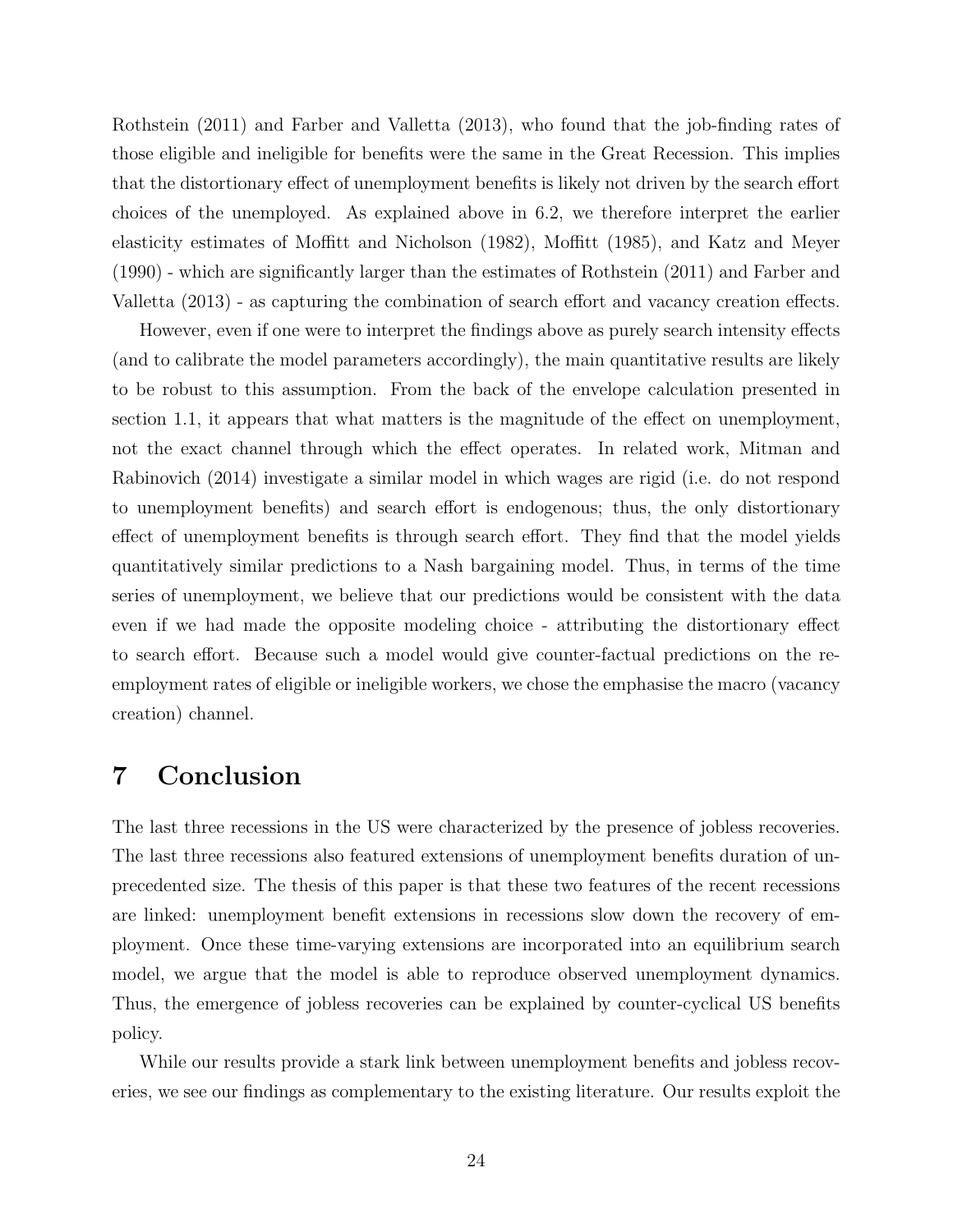Rothstein (2011) and Farber and Valletta (2013), who found that the job-finding rates of those eligible and ineligible for benefits were the same in the Great Recession. This implies that the distortionary effect of unemployment benefits is likely not driven by the search effort choices of the unemployed. As explained above in 6.2, we therefore interpret the earlier elasticity estimates of Moffitt and Nicholson (1982), Moffitt (1985), and Katz and Meyer (1990) - which are significantly larger than the estimates of Rothstein (2011) and Farber and Valletta (2013) - as capturing the combination of search effort and vacancy creation effects.

However, even if one were to interpret the findings above as purely search intensity effects (and to calibrate the model parameters accordingly), the main quantitative results are likely to be robust to this assumption. From the back of the envelope calculation presented in section 1.1, it appears that what matters is the magnitude of the effect on unemployment, not the exact channel through which the effect operates. In related work, Mitman and Rabinovich (2014) investigate a similar model in which wages are rigid (i.e. do not respond to unemployment benefits) and search effort is endogenous; thus, the only distortionary effect of unemployment benefits is through search effort. They find that the model yields quantitatively similar predictions to a Nash bargaining model. Thus, in terms of the time series of unemployment, we believe that our predictions would be consistent with the data even if we had made the opposite modeling choice - attributing the distortionary effect to search effort. Because such a model would give counter-factual predictions on the re-employment rates of eligible or ineligible workers, we chose the emphasise the macro (vacancy creation) channel.

# 7 Conclusion

The last three recessions in the US were characterized by the presence of jobless recoveries. The last three recessions also featured extensions of unemployment benefits duration of unprecedented size. The thesis of this paper is that these two features of the recent recessions are linked: unemployment benefit extensions in recessions slow down the recovery of employment. Once these time-varying extensions are incorporated into an equilibrium search model, we argue that the model is able to reproduce observed unemployment dynamics. Thus, the emergence of jobless recoveries can be explained by counter-cyclical US benefits policy.

While our results provide a stark link between unemployment benefits and jobless recoveries, we see our findings as complementary to the existing literature. Our results exploit the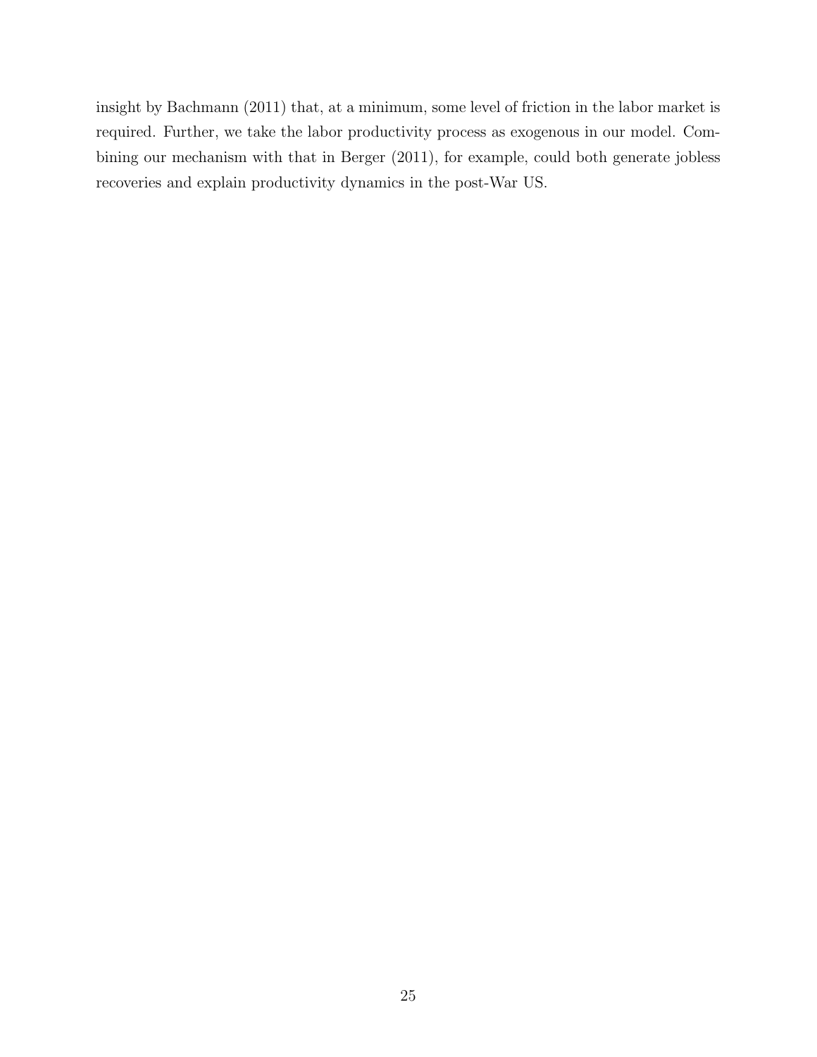insight by Bachmann (2011) that, at a minimum, some level of friction in the labor market is required. Further, we take the labor productivity process as exogenous in our model. Combining our mechanism with that in Berger (2011), for example, could both generate jobless recoveries and explain productivity dynamics in the post-War US.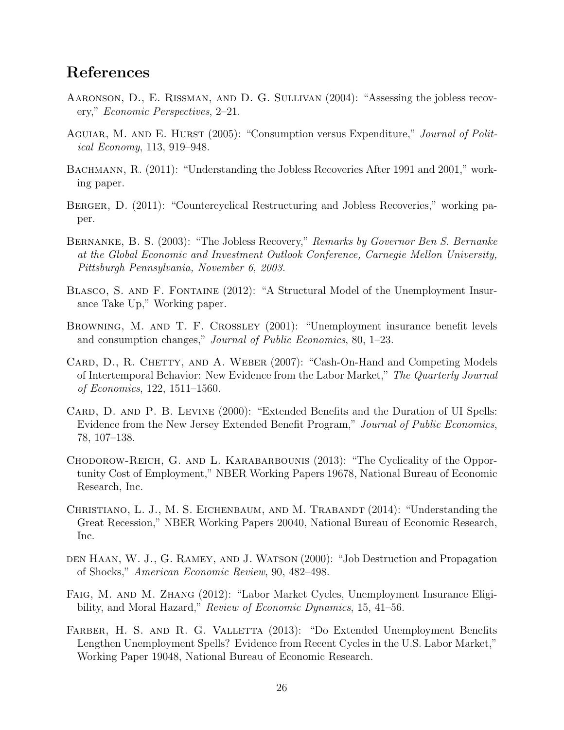## References

Aaronson, D., E. Rissman, and D. G. Sullivan (2004): "Assessing the jobless recovery," *Economic Perspectives*, 2–21.

Aguiar, M. and E. Hurst (2005): "Consumption versus Expenditure," *Journal of Political Economy*, 113, 919–948.

Bachmann, R. (2011): "Understanding the Jobless Recoveries After 1991 and 2001," working paper.

Berger, D. (2011): "Countercyclical Restructuring and Jobless Recoveries," working paper.

Bernanke, B. S. (2003): "The Jobless Recovery," *Remarks by Governor Ben S. Bernanke at the Global Economic and Investment Outlook Conference, Carnegie Mellon University, Pittsburgh Pennsylvania, November 6, 2003.*

Blasco, S. and F. Fontaine (2012): "A Structural Model of the Unemployment Insurance Take Up," Working paper.

Browning, M. and T. F. Crossley (2001): "Unemployment insurance benefit levels and consumption changes," *Journal of Public Economics*, 80, 1–23.

Card, D., R. Chetty, and A. Weber (2007): "Cash-On-Hand and Competing Models of Intertemporal Behavior: New Evidence from the Labor Market," *The Quarterly Journal of Economics*, 122, 1511–1560.

Card, D. and P. B. Levine (2000): "Extended Benefits and the Duration of UI Spells: Evidence from the New Jersey Extended Benefit Program," *Journal of Public Economics*, 78, 107–138.

Chodorow-Reich, G. and L. Karabarbounis (2013): "The Cyclicality of the Opportunity Cost of Employment," NBER Working Papers 19678, National Bureau of Economic Research, Inc.

Christiano, L. J., M. S. Eichenbaum, and M. Trabandt (2014): "Understanding the Great Recession," NBER Working Papers 20040, National Bureau of Economic Research, Inc.

den Haan, W. J., G. Ramey, and J. Watson (2000): "Job Destruction and Propagation of Shocks," *American Economic Review*, 90, 482–498.

Faig, M. and M. Zhang (2012): "Labor Market Cycles, Unemployment Insurance Eligibility, and Moral Hazard," *Review of Economic Dynamics*, 15, 41–56.

Farber, H. S. and R. G. Valletta (2013): "Do Extended Unemployment Benefits Lengthen Unemployment Spells? Evidence from Recent Cycles in the U.S. Labor Market," Working Paper 19048, National Bureau of Economic Research.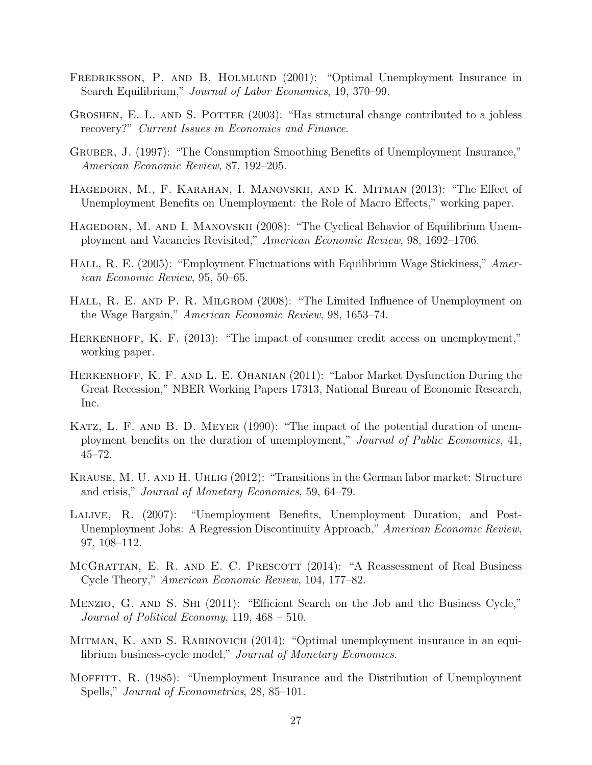Fredriksson, P. and B. Holmlund (2001): "Optimal Unemployment Insurance in Search Equilibrium," *Journal of Labor Economics*, 19, 370–99.

Groshen, E. L. and S. Potter (2003): "Has structural change contributed to a jobless recovery?" *Current Issues in Economics and Finance*.

Gruber, J. (1997): "The Consumption Smoothing Benefits of Unemployment Insurance," *American Economic Review*, 87, 192–205.

Hagedorn, M., F. Karahan, I. Manovskii, and K. Mitman (2013): "The Effect of Unemployment Benefits on Unemployment: the Role of Macro Effects," working paper.

Hagedorn, M. and I. Manovskii (2008): "The Cyclical Behavior of Equilibrium Unemployment and Vacancies Revisited," *American Economic Review*, 98, 1692–1706.

Hall, R. E. (2005): "Employment Fluctuations with Equilibrium Wage Stickiness," *American Economic Review*, 95, 50–65.

Hall, R. E. and P. R. Milgrom (2008): "The Limited Influence of Unemployment on the Wage Bargain," *American Economic Review*, 98, 1653–74.

Herkenhoff, K. F. (2013): "The impact of consumer credit access on unemployment," working paper.

Herkenhoff, K. F. and L. E. Ohanian (2011): "Labor Market Dysfunction During the Great Recession," NBER Working Papers 17313, National Bureau of Economic Research, Inc.

Katz, L. F. and B. D. Meyer (1990): "The impact of the potential duration of unemployment benefits on the duration of unemployment," *Journal of Public Economics*, 41, 45–72.

Krause, M. U. and H. Uhlig (2012): "Transitions in the German labor market: Structure and crisis," *Journal of Monetary Economics*, 59, 64–79.

Lalive, R. (2007): "Unemployment Benefits, Unemployment Duration, and Post-Unemployment Jobs: A Regression Discontinuity Approach," *American Economic Review*, 97, 108–112.

McGrattan, E. R. and E. C. Prescott (2014): "A Reassessment of Real Business Cycle Theory," *American Economic Review*, 104, 177–82.

Menzio, G. and S. Shi (2011): "Efficient Search on the Job and the Business Cycle," *Journal of Political Economy*, 119, 468 – 510.

Mitman, K. and S. Rabinovich (2014): "Optimal unemployment insurance in an equilibrium business-cycle model," *Journal of Monetary Economics*.

Moffitt, R. (1985): "Unemployment Insurance and the Distribution of Unemployment Spells," *Journal of Econometrics*, 28, 85–101.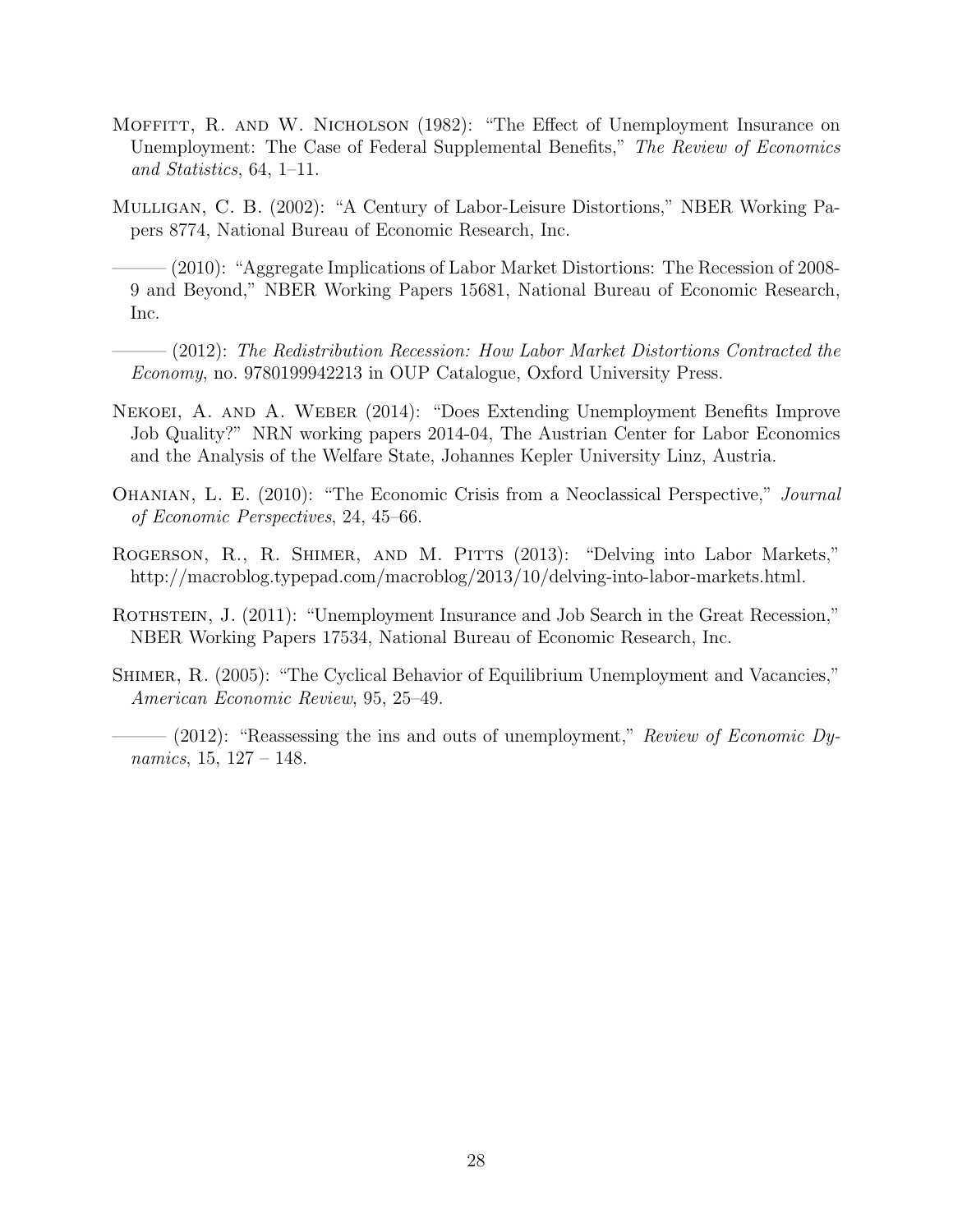Moffitt, R. and W. Nicholson (1982): "The Effect of Unemployment Insurance on Unemployment: The Case of Federal Supplemental Benefits," *The Review of Economics and Statistics*, 64, 1–11.

Mulligan, C. B. (2002): "A Century of Labor-Leisure Distortions," NBER Working Papers 8774, National Bureau of Economic Research, Inc.

——— (2010): "Aggregate Implications of Labor Market Distortions: The Recession of 2008-9 and Beyond," NBER Working Papers 15681, National Bureau of Economic Research, Inc.

——— (2012): *The Redistribution Recession: How Labor Market Distortions Contracted the Economy*, no. 9780199942213 in OUP Catalogue, Oxford University Press.

Nekoei, A. and A. Weber (2014): "Does Extending Unemployment Benefits Improve Job Quality?" NRN working papers 2014-04, The Austrian Center for Labor Economics and the Analysis of the Welfare State, Johannes Kepler University Linz, Austria.

Ohanian, L. E. (2010): "The Economic Crisis from a Neoclassical Perspective," *Journal of Economic Perspectives*, 24, 45–66.

Rogerson, R., R. Shimer, and M. Pitts (2013): "Delving into Labor Markets," http://macroblog.typepad.com/macroblog/2013/10/delving-into-labor-markets.html.

Rothstein, J. (2011): "Unemployment Insurance and Job Search in the Great Recession," NBER Working Papers 17534, National Bureau of Economic Research, Inc.

Shimer, R. (2005): "The Cyclical Behavior of Equilibrium Unemployment and Vacancies," *American Economic Review*, 95, 25–49.

——— (2012): "Reassessing the ins and outs of unemployment," *Review of Economic Dynamics*, 15, 127 – 148.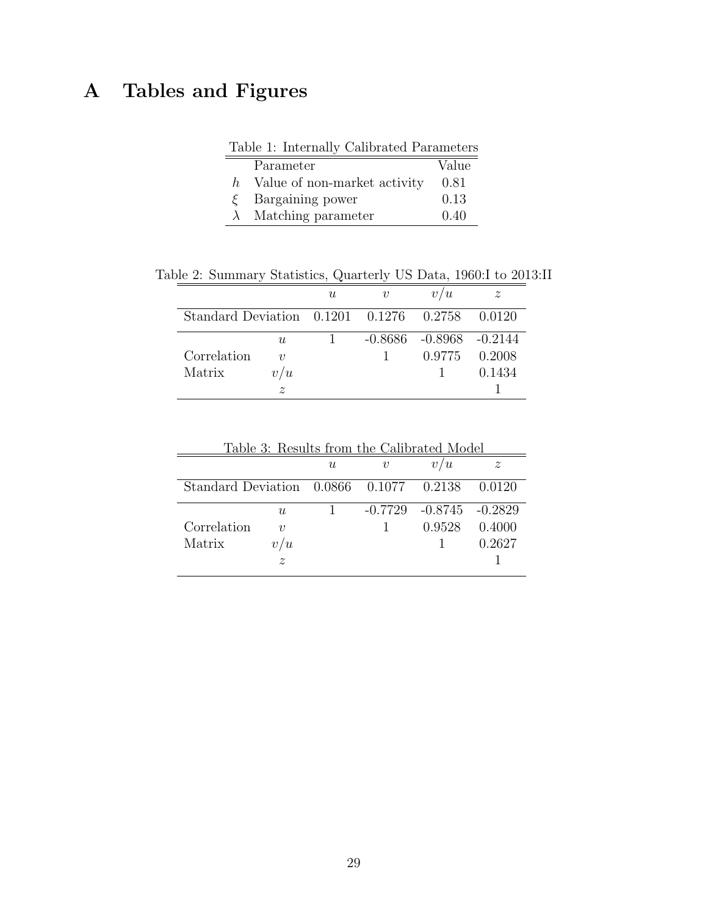# A Tables and Figures

Table 1: Internally Calibrated Parameters

| | Parameter | Value |
|---|---|---|
| $h$ | Value of non-market activity | 0.81 |
| $\xi$ | Bargaining power | 0.13 |
| $\lambda$ | Matching parameter | 0.40 |

Table 2: Summary Statistics, Quarterly US Data, 1960:I to 2013:II

| | | $u$ | $v$ | $v/u$ | $z$ |
|---|---|---|---|---|---|
| Standard Deviation | | 0.1201 | 0.1276 | 0.2758 | 0.0120 |
| | $u$ | 1 | -0.8686 | -0.8968 | -0.2144 |
| Correlation | $v$ | | 1 | 0.9775 | 0.2008 |
| Matrix | $v/u$ | | | 1 | 0.1434 |
| | $z$ | | | | 1 |

Table 3: Results from the Calibrated Model

| | | $u$ | $v$ | $v/u$ | $z$ |
|---|---|---|---|---|---|
| Standard Deviation | | 0.0866 | 0.1077 | 0.2138 | 0.0120 |
| | $u$ | 1 | -0.7729 | -0.8745 | -0.2829 |
| Correlation | $v$ | | 1 | 0.9528 | 0.4000 |
| Matrix | $v/u$ | | | 1 | 0.2627 |
| | $z$ | | | | 1 |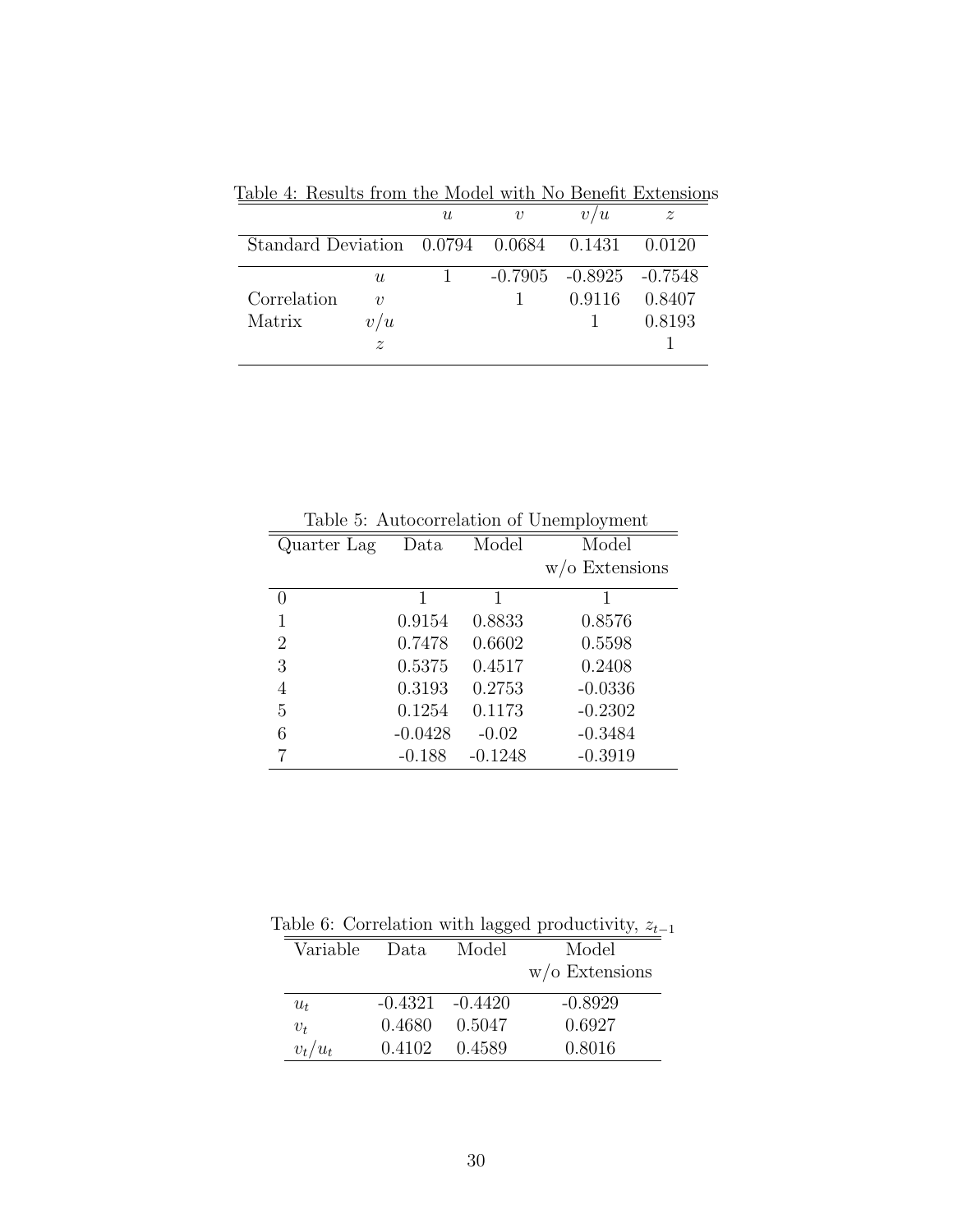Table 4: Results from the Model with No Benefit Extensions

| | | $u$ | $v$ | $v/u$ | $z$ |
|---|---|---|---|---|---|
| Standard Deviation | | 0.0794 | 0.0684 | 0.1431 | 0.0120 |
| | $u$ | 1 | -0.7905 | -0.8925 | -0.7548 |
| Correlation | $v$ | | 1 | 0.9116 | 0.8407 |
| Matrix | $v/u$ | | | 1 | 0.8193 |
| | $z$ | | | | 1 |

Table 5: Autocorrelation of Unemployment

| Quarter Lag | Data | Model | Model w/o Extensions |
|---|---|---|---|
| 0 | 1 | 1 | 1 |
| 1 | 0.9154 | 0.8833 | 0.8576 |
| 2 | 0.7478 | 0.6602 | 0.5598 |
| 3 | 0.5375 | 0.4517 | 0.2408 |
| 4 | 0.3193 | 0.2753 | -0.0336 |
| 5 | 0.1254 | 0.1173 | -0.2302 |
| 6 | -0.0428 | -0.02 | -0.3484 |
| 7 | -0.188 | -0.1248 | -0.3919 |

Table 6: Correlation with lagged productivity, $z_{t-1}$

| Variable | Data | Model | Model w/o Extensions |
|---|---|---|---|
| $u_t$ | -0.4321 | -0.4420 | -0.8929 |
| $v_t$ | 0.4680 | 0.5047 | 0.6927 |
| $v_t/u_t$ | 0.4102 | 0.4589 | 0.8016 |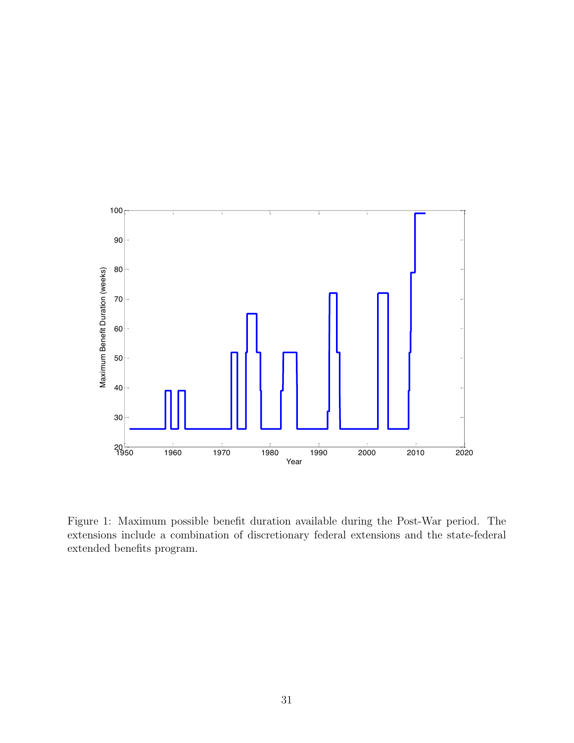Figure 1: Maximum possible benefit duration available during the Post-War period. The extensions include a combination of discretionary federal extensions and the state-federal extended benefits program.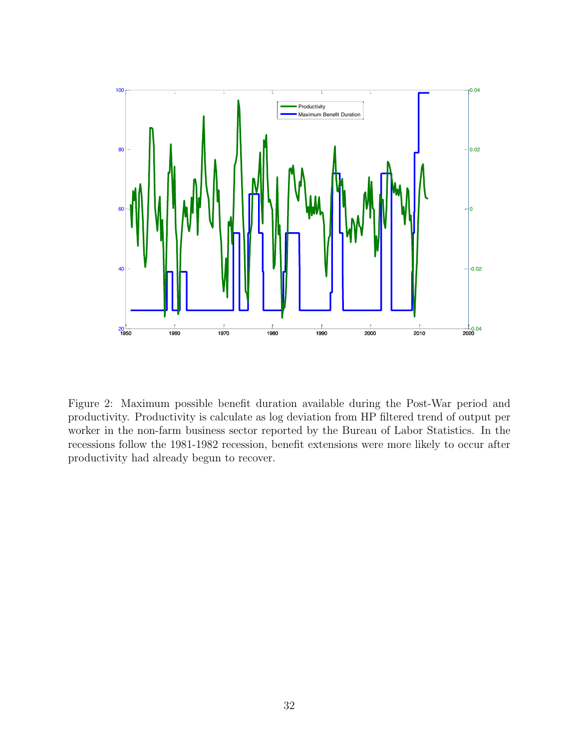Figure 2: Maximum possible benefit duration available during the Post-War period and productivity. Productivity is calculate as log deviation from HP filtered trend of output per worker in the non-farm business sector reported by the Bureau of Labor Statistics. In the recessions follow the 1981-1982 recession, benefit extensions were more likely to occur after productivity had already begun to recover.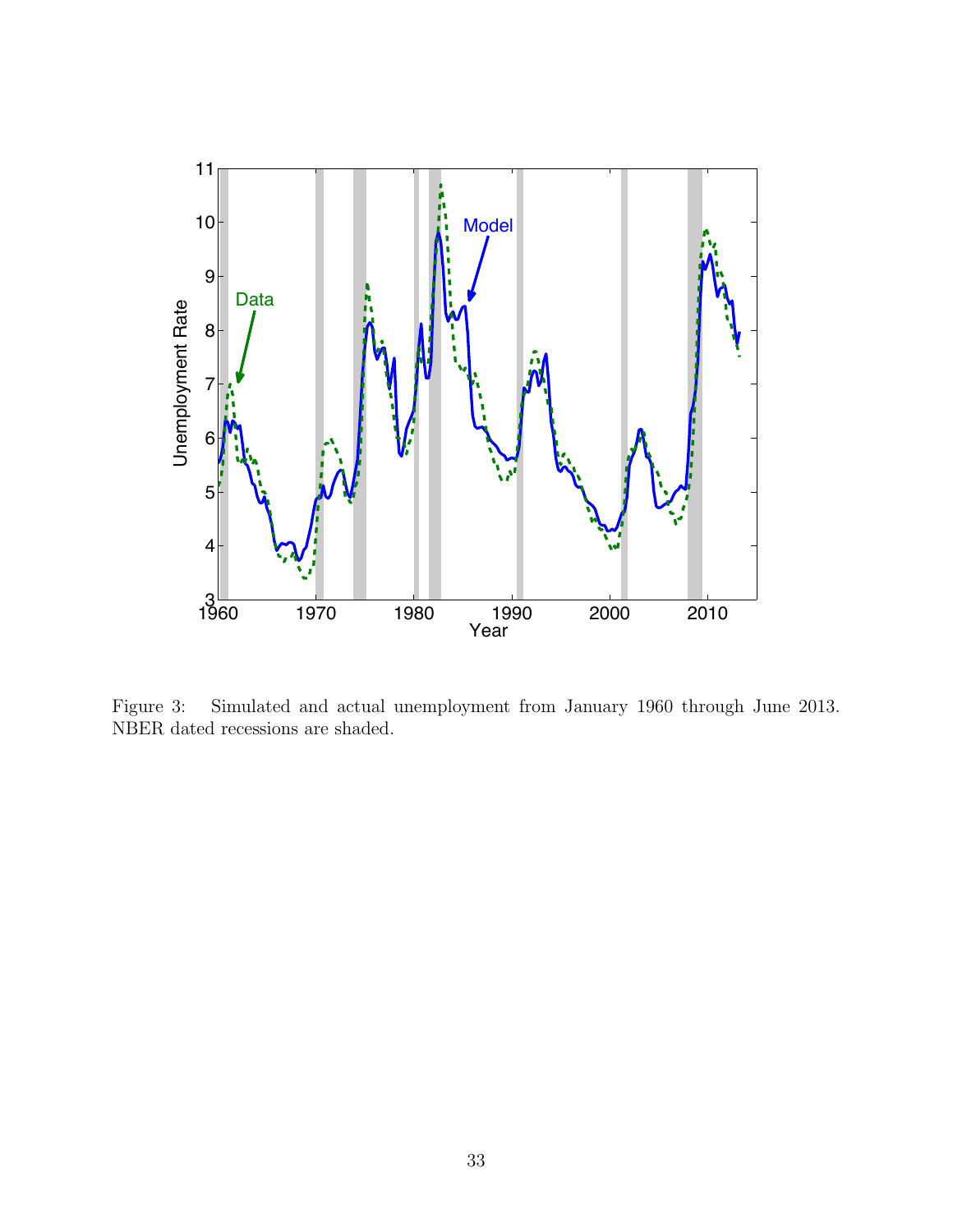Figure 3: Simulated and actual unemployment from January 1960 through June 2013. NBER dated recessions are shaded.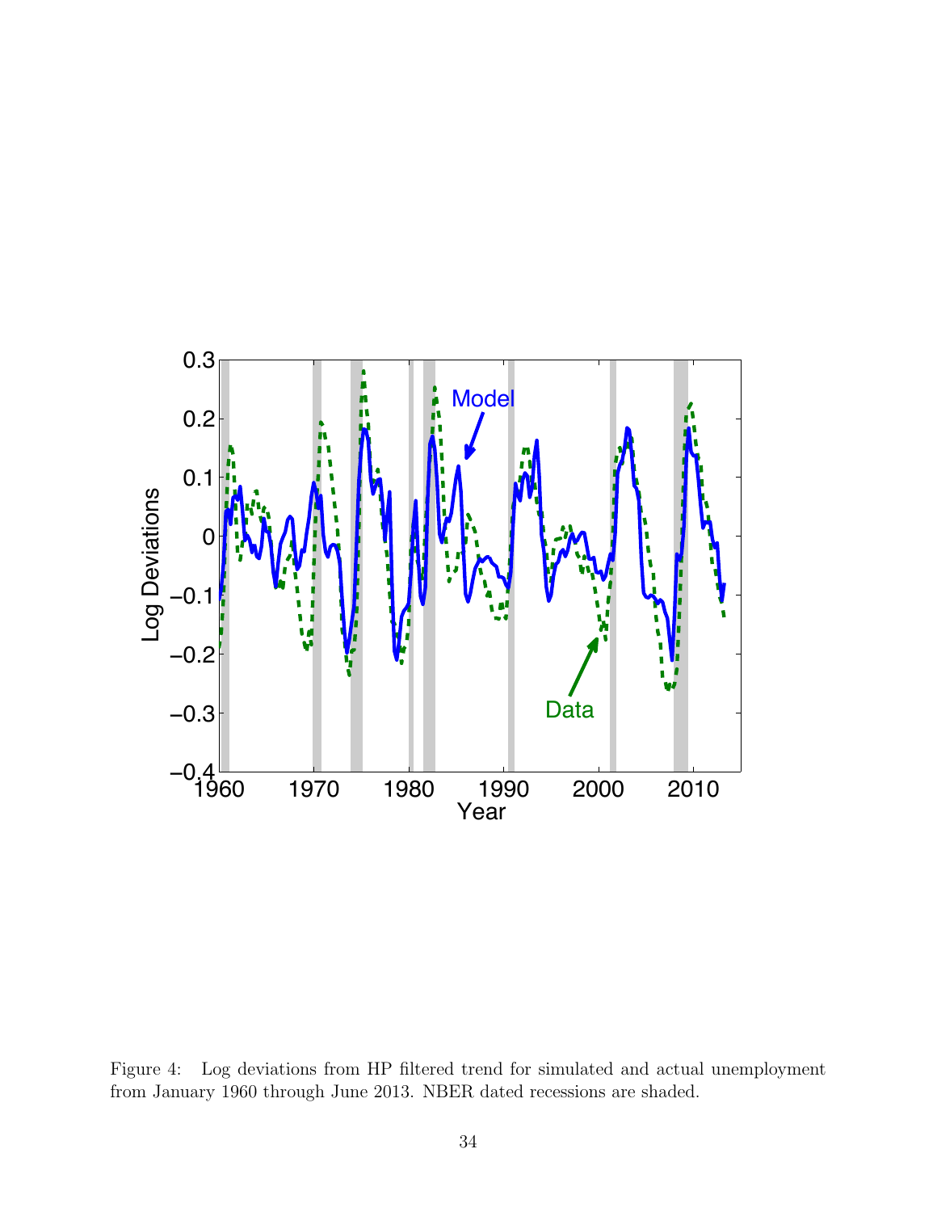Figure 4: Log deviations from HP filtered trend for simulated and actual unemployment from January 1960 through June 2013. NBER dated recessions are shaded.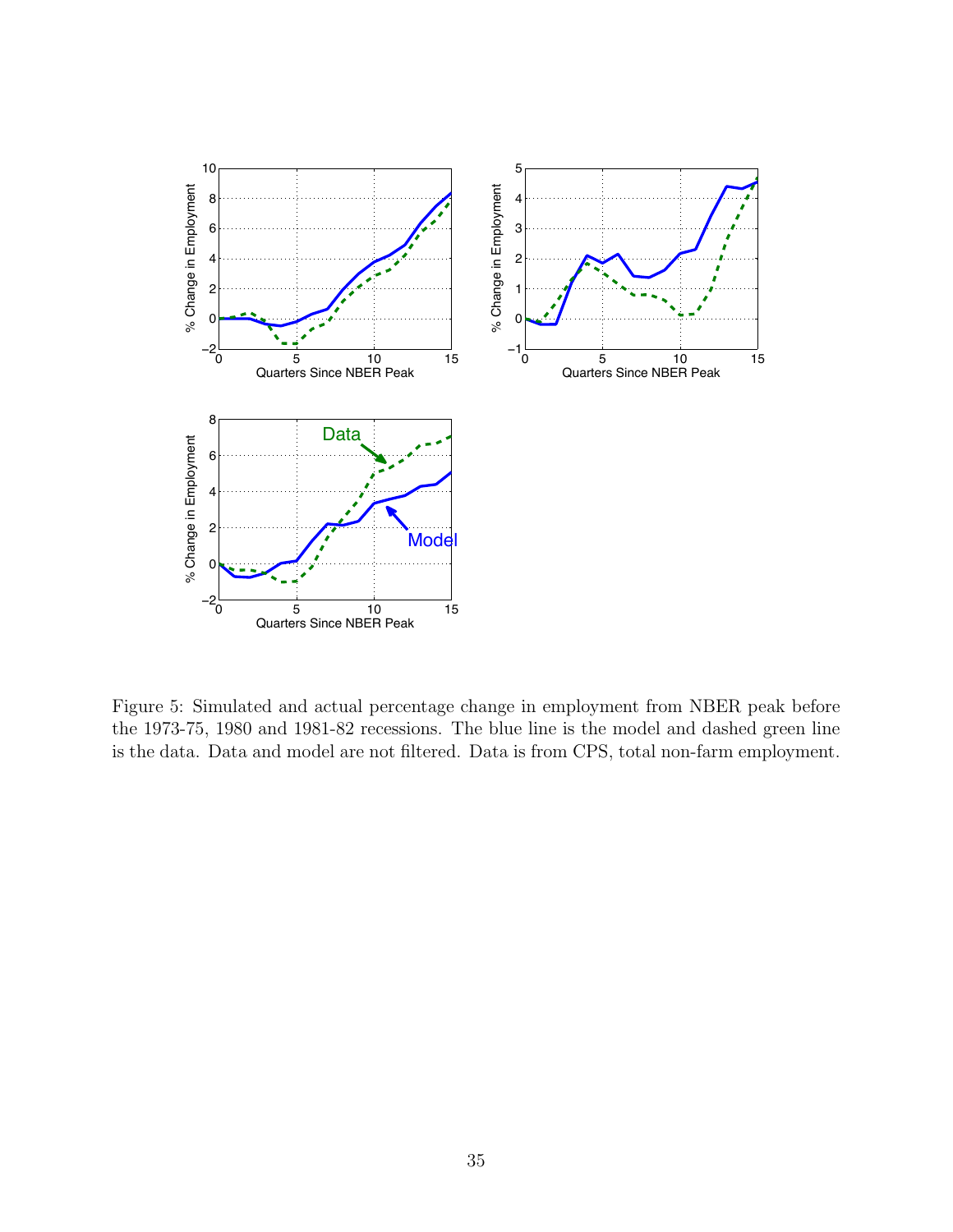Figure 5: Simulated and actual percentage change in employment from NBER peak before the 1973-75, 1980 and 1981-82 recessions. The blue line is the model and dashed green line is the data. Data and model are not filtered. Data is from CPS, total non-farm employment.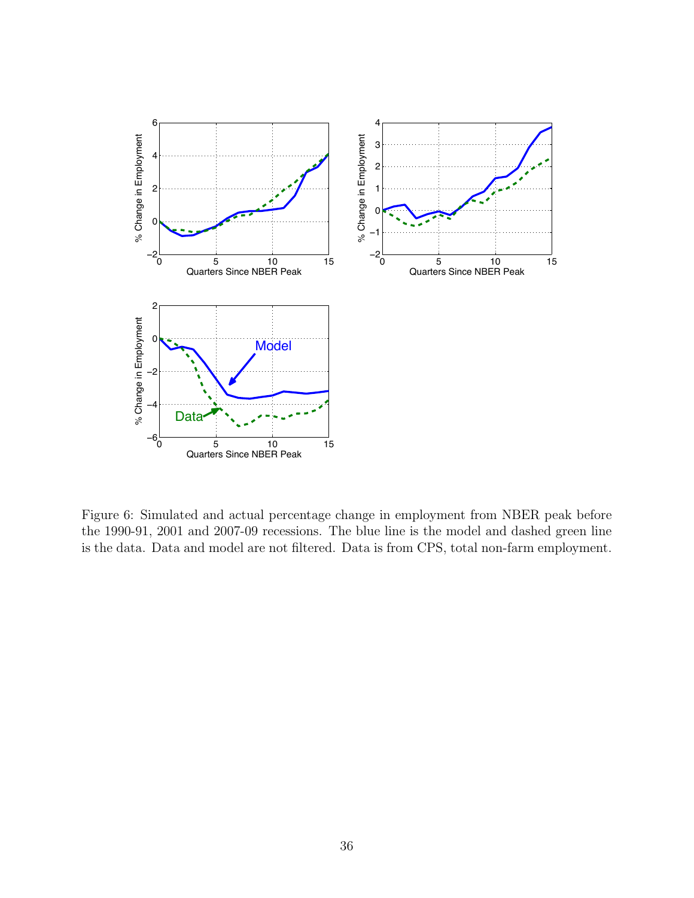Figure 6: Simulated and actual percentage change in employment from NBER peak before the 1990-91, 2001 and 2007-09 recessions. The blue line is the model and dashed green line is the data. Data and model are not filtered. Data is from CPS, total non-farm employment.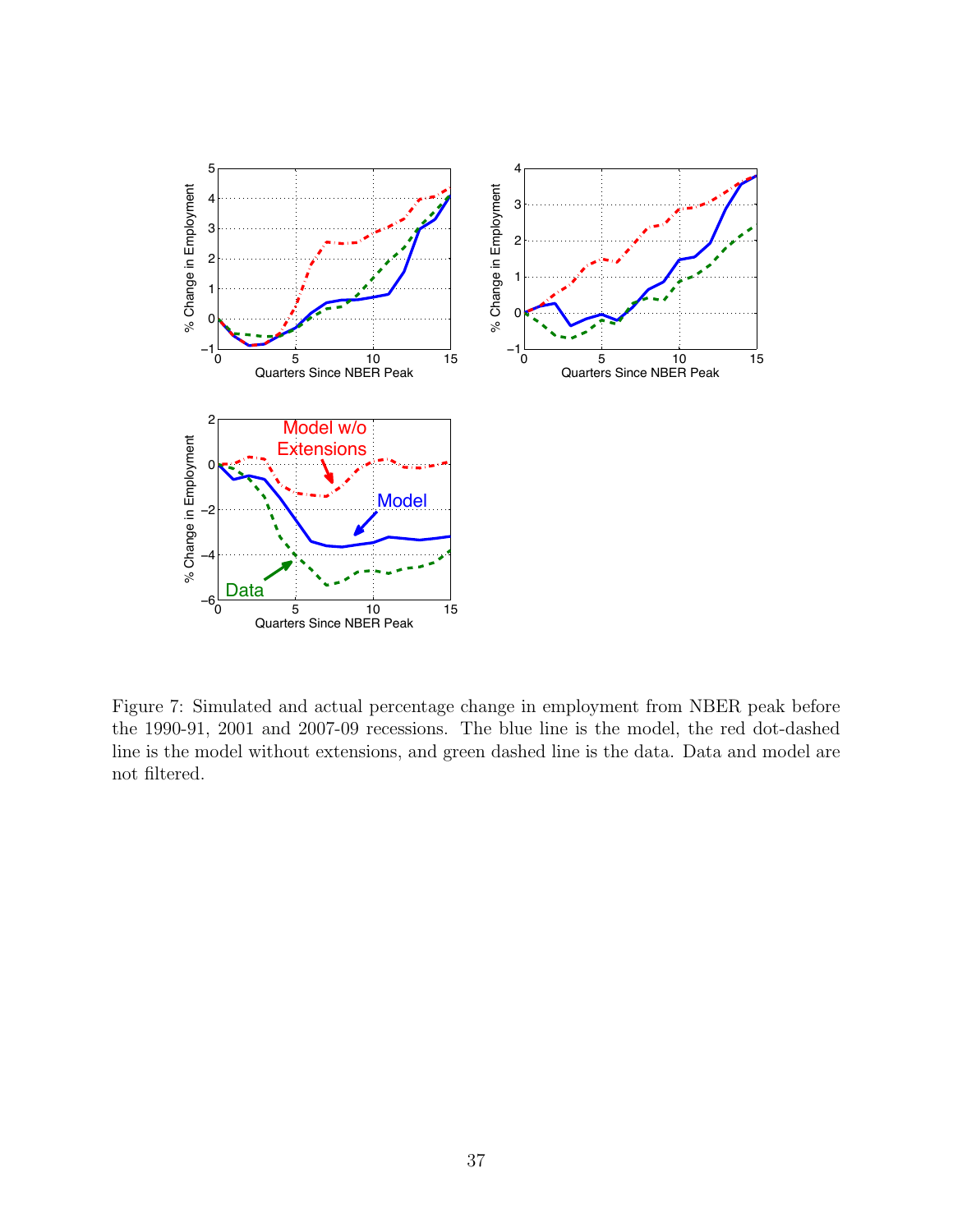Figure 7: Simulated and actual percentage change in employment from NBER peak before the 1990-91, 2001 and 2007-09 recessions. The blue line is the model, the red dot-dashed line is the model without extensions, and green dashed line is the data. Data and model are not filtered.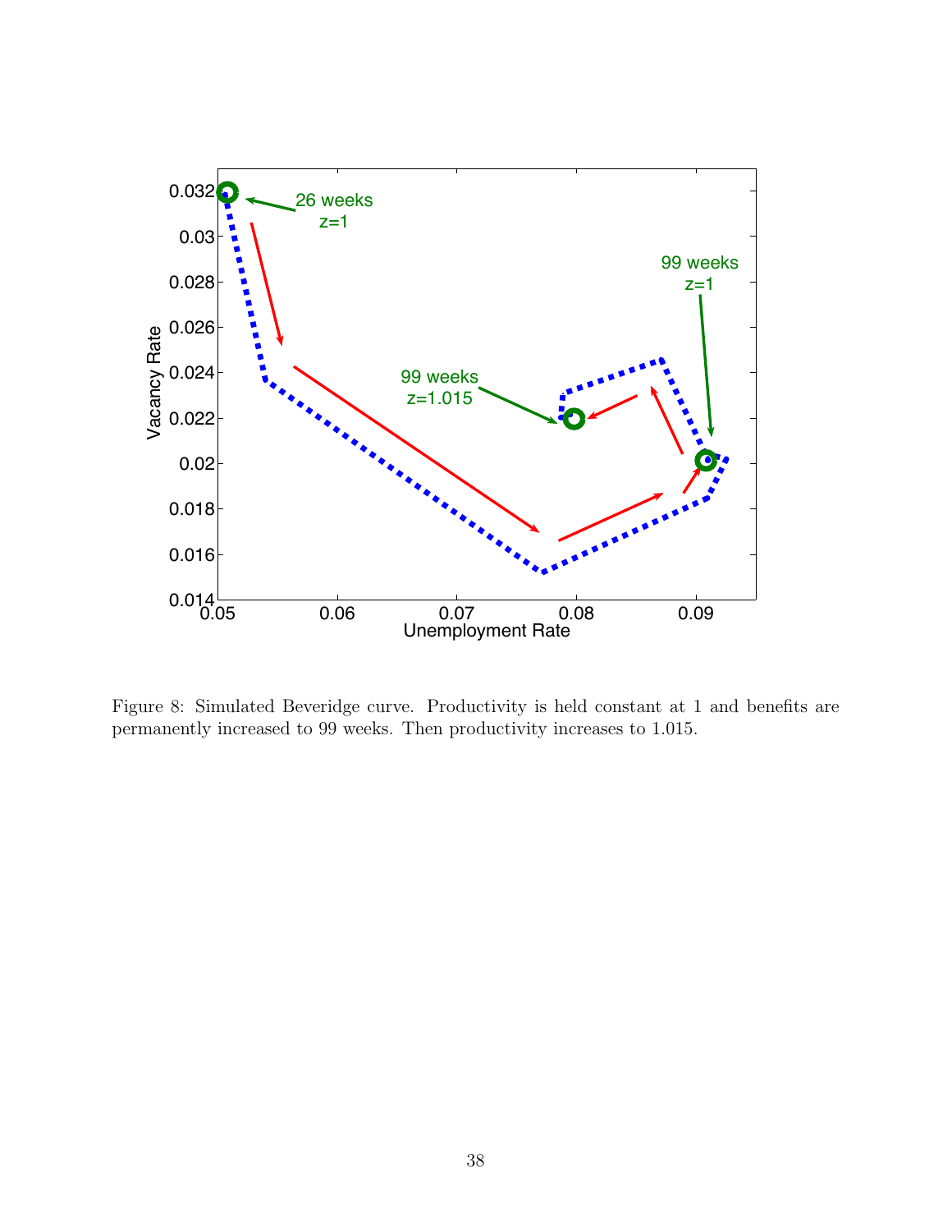Figure 8: Simulated Beveridge curve. Productivity is held constant at 1 and benefits are permanently increased to 99 weeks. Then productivity increases to 1.015.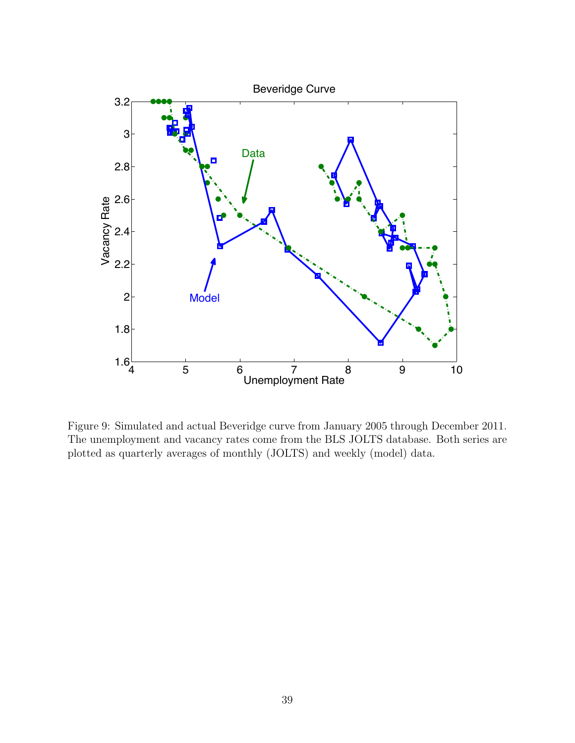Figure 9: Simulated and actual Beveridge curve from January 2005 through December 2011. The unemployment and vacancy rates come from the BLS JOLTS database. Both series are plotted as quarterly averages of monthly (JOLTS) and weekly (model) data.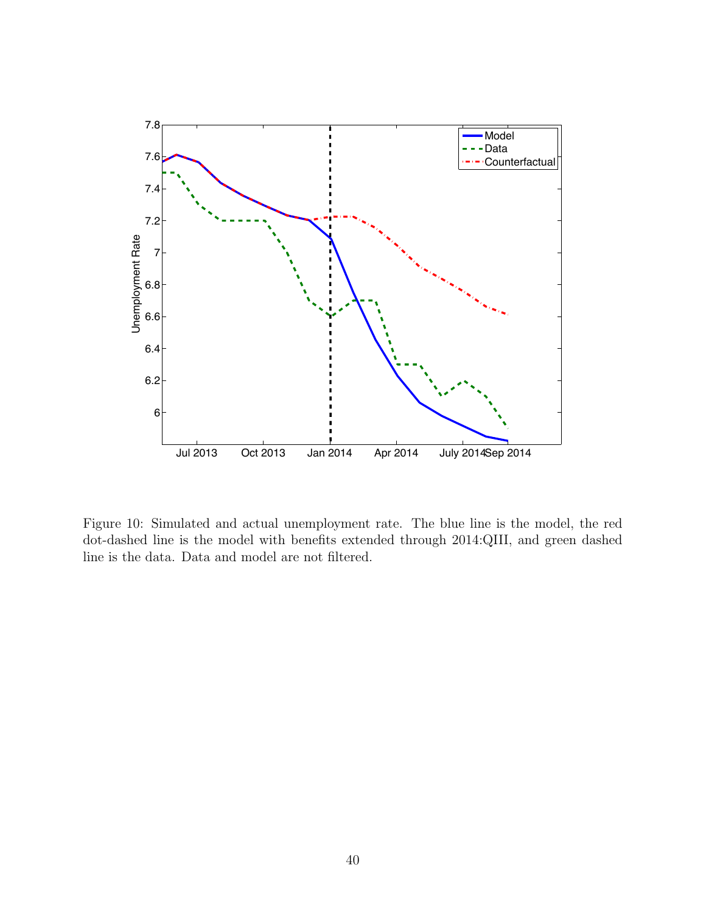Figure 10: Simulated and actual unemployment rate. The blue line is the model, the red dot-dashed line is the model with benefits extended through 2014:QIII, and green dashed line is the data. Data and model are not filtered.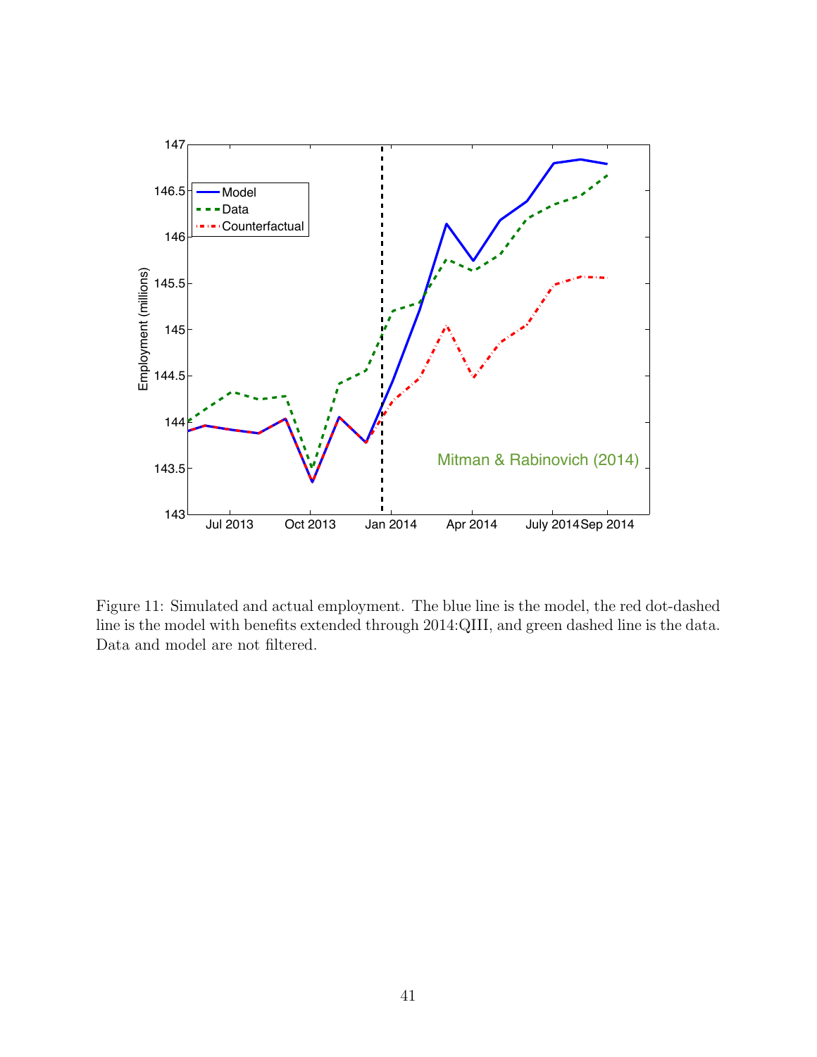Figure 11: Simulated and actual employment. The blue line is the model, the red dot-dashed line is the model with benefits extended through 2014:QIII, and green dashed line is the data. Data and model are not filtered.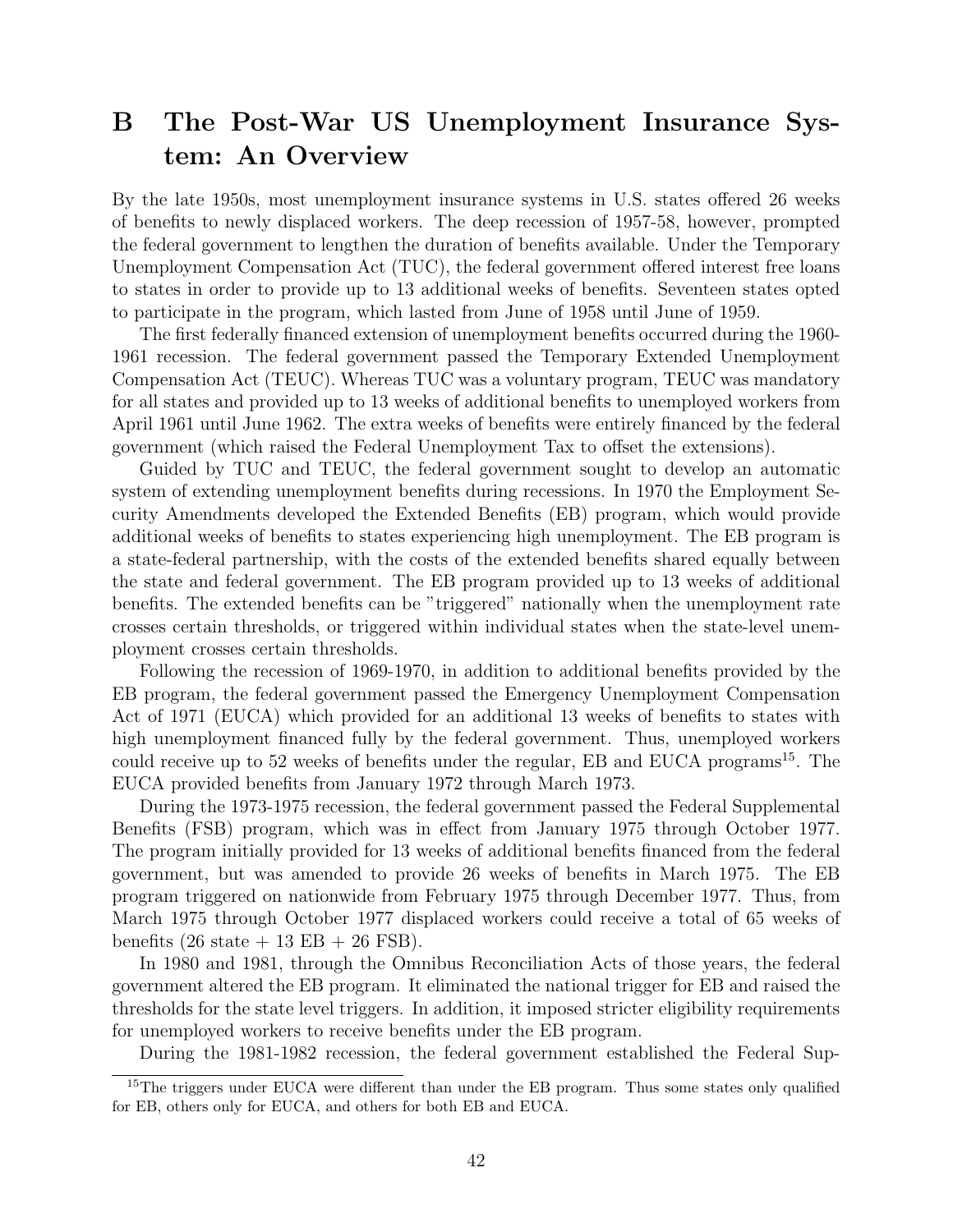# B The Post-War US Unemployment Insurance System: An Overview

By the late 1950s, most unemployment insurance systems in U.S. states offered 26 weeks of benefits to newly displaced workers. The deep recession of 1957-58, however, prompted the federal government to lengthen the duration of benefits available. Under the Temporary Unemployment Compensation Act (TUC), the federal government offered interest free loans to states in order to provide up to 13 additional weeks of benefits. Seventeen states opted to participate in the program, which lasted from June of 1958 until June of 1959.

The first federally financed extension of unemployment benefits occurred during the 1960-1961 recession. The federal government passed the Temporary Extended Unemployment Compensation Act (TEUC). Whereas TUC was a voluntary program, TEUC was mandatory for all states and provided up to 13 weeks of additional benefits to unemployed workers from April 1961 until June 1962. The extra weeks of benefits were entirely financed by the federal government (which raised the Federal Unemployment Tax to offset the extensions).

Guided by TUC and TEUC, the federal government sought to develop an automatic system of extending unemployment benefits during recessions. In 1970 the Employment Security Amendments developed the Extended Benefits (EB) program, which would provide additional weeks of benefits to states experiencing high unemployment. The EB program is a state-federal partnership, with the costs of the extended benefits shared equally between the state and federal government. The EB program provided up to 13 weeks of additional benefits. The extended benefits can be "triggered" nationally when the unemployment rate crosses certain thresholds, or triggered within individual states when the state-level unemployment crosses certain thresholds.

Following the recession of 1969-1970, in addition to additional benefits provided by the EB program, the federal government passed the Emergency Unemployment Compensation Act of 1971 (EUCA) which provided for an additional 13 weeks of benefits to states with high unemployment financed fully by the federal government. Thus, unemployed workers could receive up to 52 weeks of benefits under the regular, EB and EUCA programs[15]. The EUCA provided benefits from January 1972 through March 1973.

During the 1973-1975 recession, the federal government passed the Federal Supplemental Benefits (FSB) program, which was in effect from January 1975 through October 1977. The program initially provided for 13 weeks of additional benefits financed from the federal government, but was amended to provide 26 weeks of benefits in March 1975. The EB program triggered on nationwide from February 1975 through December 1977. Thus, from March 1975 through October 1977 displaced workers could receive a total of 65 weeks of benefits (26 state + 13 EB + 26 FSB).

In 1980 and 1981, through the Omnibus Reconciliation Acts of those years, the federal government altered the EB program. It eliminated the national trigger for EB and raised the thresholds for the state level triggers. In addition, it imposed stricter eligibility requirements for unemployed workers to receive benefits under the EB program.

During the 1981-1982 recession, the federal government established the Federal Sup-

[15] The triggers under EUCA were different than under the EB program. Thus some states only qualified for EB, others only for EUCA, and others for both EB and EUCA.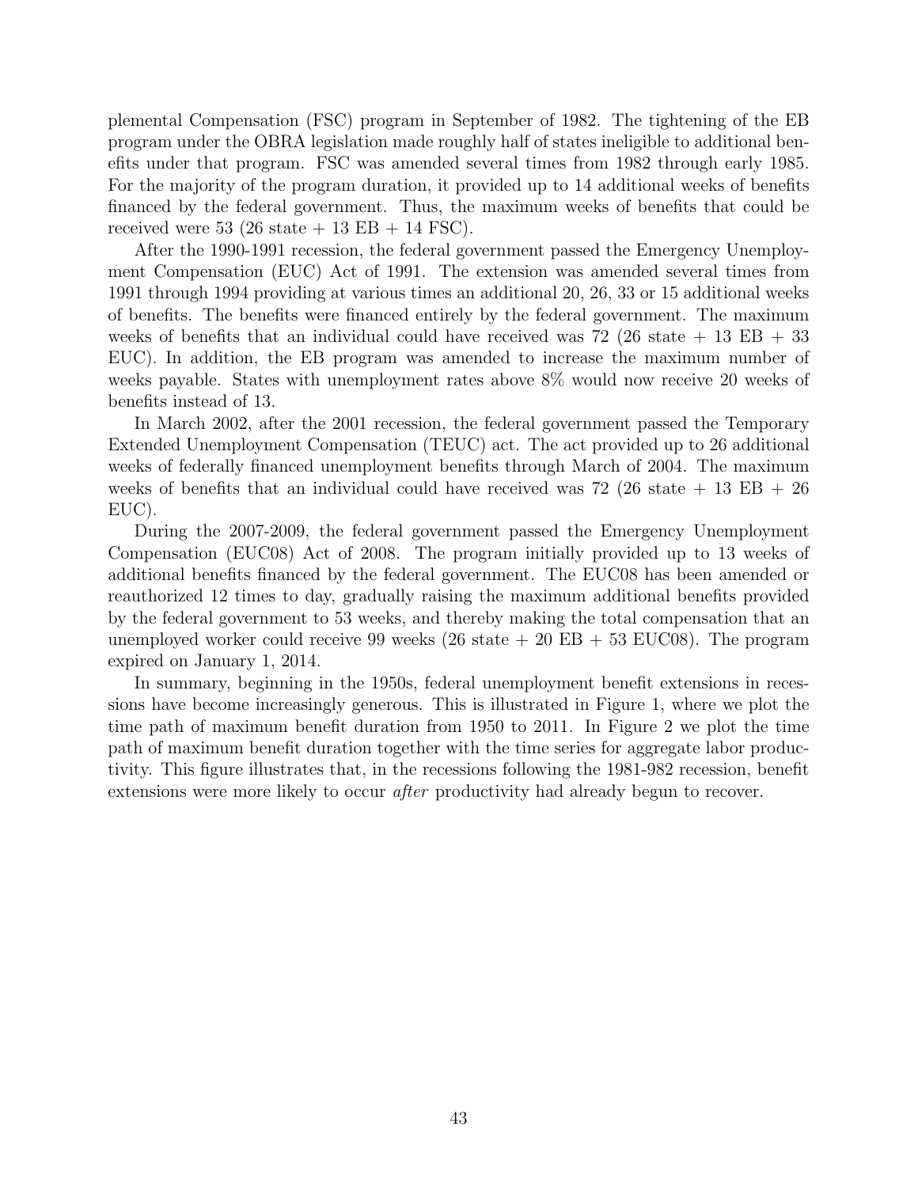plemental Compensation (FSC) program in September of 1982. The tightening of the EB program under the OBRA legislation made roughly half of states ineligible to additional benefits under that program. FSC was amended several times from 1982 through early 1985. For the majority of the program duration, it provided up to 14 additional weeks of benefits financed by the federal government. Thus, the maximum weeks of benefits that could be received were 53 (26 state + 13 EB + 14 FSC).

After the 1990-1991 recession, the federal government passed the Emergency Unemployment Compensation (EUC) Act of 1991. The extension was amended several times from 1991 through 1994 providing at various times an additional 20, 26, 33 or 15 additional weeks of benefits. The benefits were financed entirely by the federal government. The maximum weeks of benefits that an individual could have received was 72 (26 state + 13 EB + 33 EUC). In addition, the EB program was amended to increase the maximum number of weeks payable. States with unemployment rates above 8% would now receive 20 weeks of benefits instead of 13.

In March 2002, after the 2001 recession, the federal government passed the Temporary Extended Unemployment Compensation (TEUC) act. The act provided up to 26 additional weeks of federally financed unemployment benefits through March of 2004. The maximum weeks of benefits that an individual could have received was 72 (26 state + 13 EB + 26 EUC).

During the 2007-2009, the federal government passed the Emergency Unemployment Compensation (EUC08) Act of 2008. The program initially provided up to 13 weeks of additional benefits financed by the federal government. The EUC08 has been amended or reauthorized 12 times to day, gradually raising the maximum additional benefits provided by the federal government to 53 weeks, and thereby making the total compensation that an unemployed worker could receive 99 weeks (26 state + 20 EB + 53 EUC08). The program expired on January 1, 2014.

In summary, beginning in the 1950s, federal unemployment benefit extensions in recessions have become increasingly generous. This is illustrated in Figure 1, where we plot the time path of maximum benefit duration from 1950 to 2011. In Figure 2 we plot the time path of maximum benefit duration together with the time series for aggregate labor productivity. This figure illustrates that, in the recessions following the 1981-982 recession, benefit extensions were more likely to occur *after* productivity had already begun to recover.